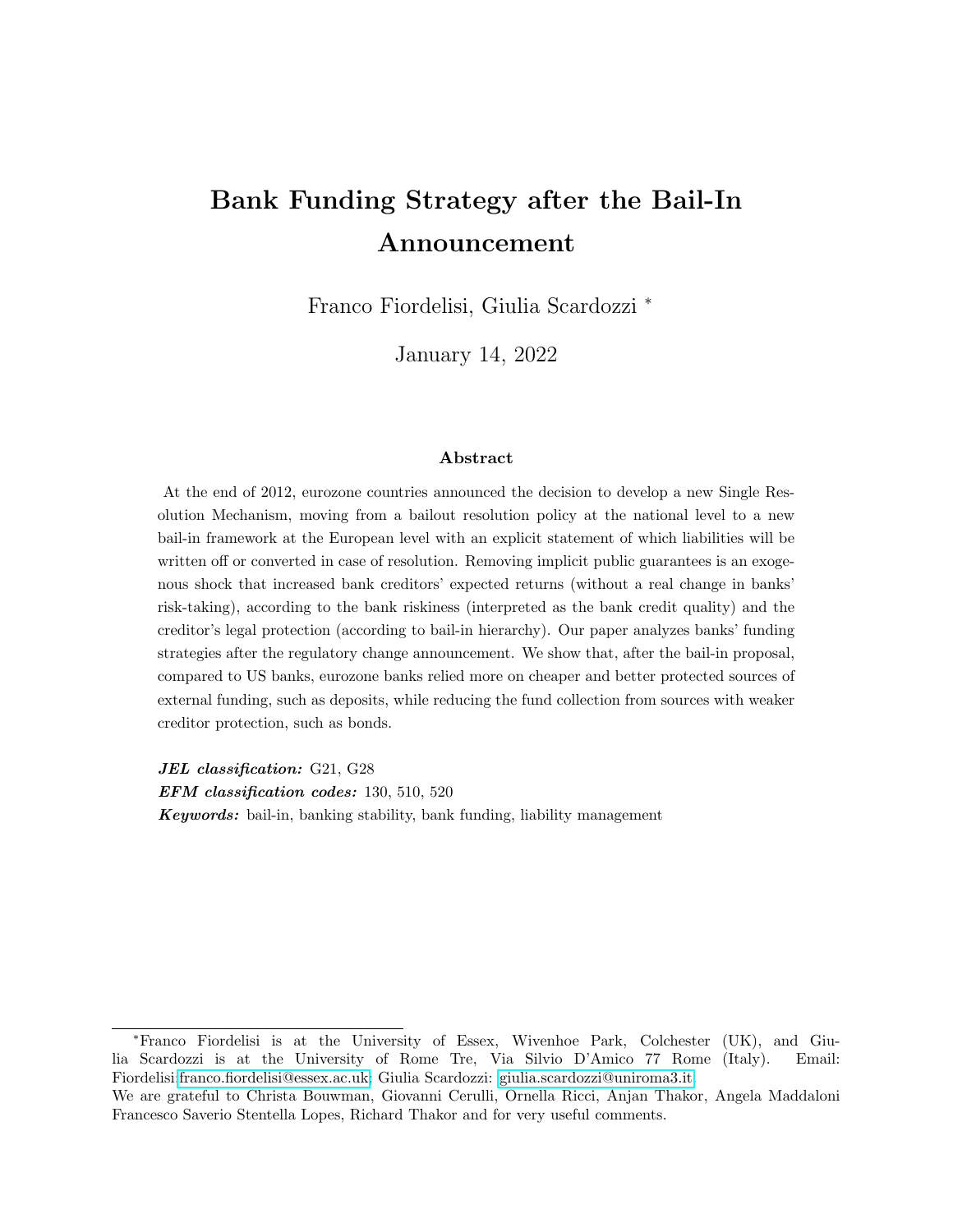# Bank Funding Strategy after the Bail-In Announcement

Franco Fiordelisi, Giulia Scardozzi *

January 14, 2022

### Abstract

At the end of 2012, eurozone countries announced the decision to develop a new Single Resolution Mechanism, moving from a bailout resolution policy at the national level to a new bail-in framework at the European level with an explicit statement of which liabilities will be written off or converted in case of resolution. Removing implicit public guarantees is an exogenous shock that increased bank creditors' expected returns (without a real change in banks' risk-taking), according to the bank riskiness (interpreted as the bank credit quality) and the creditor's legal protection (according to bail-in hierarchy). Our paper analyzes banks' funding strategies after the regulatory change announcement. We show that, after the bail-in proposal, compared to US banks, eurozone banks relied more on cheaper and better protected sources of external funding, such as deposits, while reducing the fund collection from sources with weaker creditor protection, such as bonds.

***JEL classification:*** G21, G28

***EFM classification codes:*** 130, 510, 520

***Keywords:*** bail-in, banking stability, bank funding, liability management

---

*Franco Fiordelisi is at the University of Essex, Wivenhoe Park, Colchester (UK), and Giulia Scardozzi is at the University of Rome Tre, Via Silvio D'Amico 77 Rome (Italy). Email: Fiordelisi:franco.fiordelisi@essex.ac.uk; Giulia Scardozzi: giulia.scardozzi@uniroma3.it.

We are grateful to Christa Bouwman, Giovanni Cerulli, Ornella Ricci, Anjan Thakor, Angela Maddaloni Francesco Saverio Stentella Lopes, Richard Thakor and for very useful comments.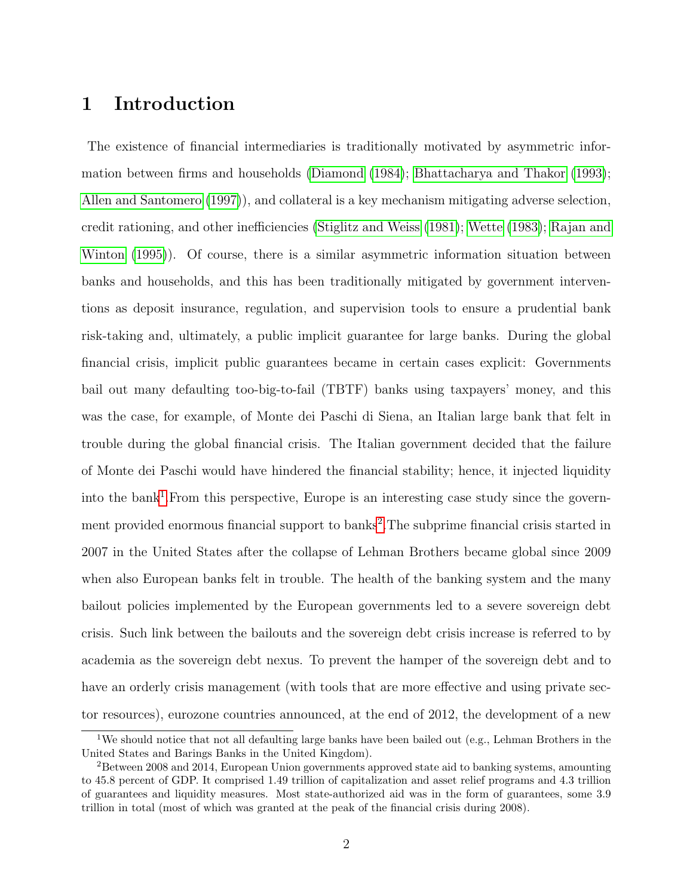# 1 Introduction

The existence of financial intermediaries is traditionally motivated by asymmetric information between firms and households (Diamond (1984); Bhattacharya and Thakor (1993); Allen and Santomero (1997)), and collateral is a key mechanism mitigating adverse selection, credit rationing, and other inefficiencies (Stiglitz and Weiss (1981); Wette (1983); Rajan and Winton (1995)). Of course, there is a similar asymmetric information situation between banks and households, and this has been traditionally mitigated by government interventions as deposit insurance, regulation, and supervision tools to ensure a prudential bank risk-taking and, ultimately, a public implicit guarantee for large banks. During the global financial crisis, implicit public guarantees became in certain cases explicit: Governments bail out many defaulting too-big-to-fail (TBTF) banks using taxpayers' money, and this was the case, for example, of Monte dei Paschi di Siena, an Italian large bank that felt in trouble during the global financial crisis. The Italian government decided that the failure of Monte dei Paschi would have hindered the financial stability; hence, it injected liquidity into the bank[1] From this perspective, Europe is an interesting case study since the government provided enormous financial support to banks[2] The subprime financial crisis started in 2007 in the United States after the collapse of Lehman Brothers became global since 2009 when also European banks felt in trouble. The health of the banking system and the many bailout policies implemented by the European governments led to a severe sovereign debt crisis. Such link between the bailouts and the sovereign debt crisis increase is referred to by academia as the sovereign debt nexus. To prevent the hamper of the sovereign debt and to have an orderly crisis management (with tools that are more effective and using private sector resources), eurozone countries announced, at the end of 2012, the development of a new

[1] We should notice that not all defaulting large banks have been bailed out (e.g., Lehman Brothers in the United States and Barings Banks in the United Kingdom).

[2] Between 2008 and 2014, European Union governments approved state aid to banking systems, amounting to 45.8 percent of GDP. It comprised 1.49 trillion of capitalization and asset relief programs and 4.3 trillion of guarantees and liquidity measures. Most state-authorized aid was in the form of guarantees, some 3.9 trillion in total (most of which was granted at the peak of the financial crisis during 2008).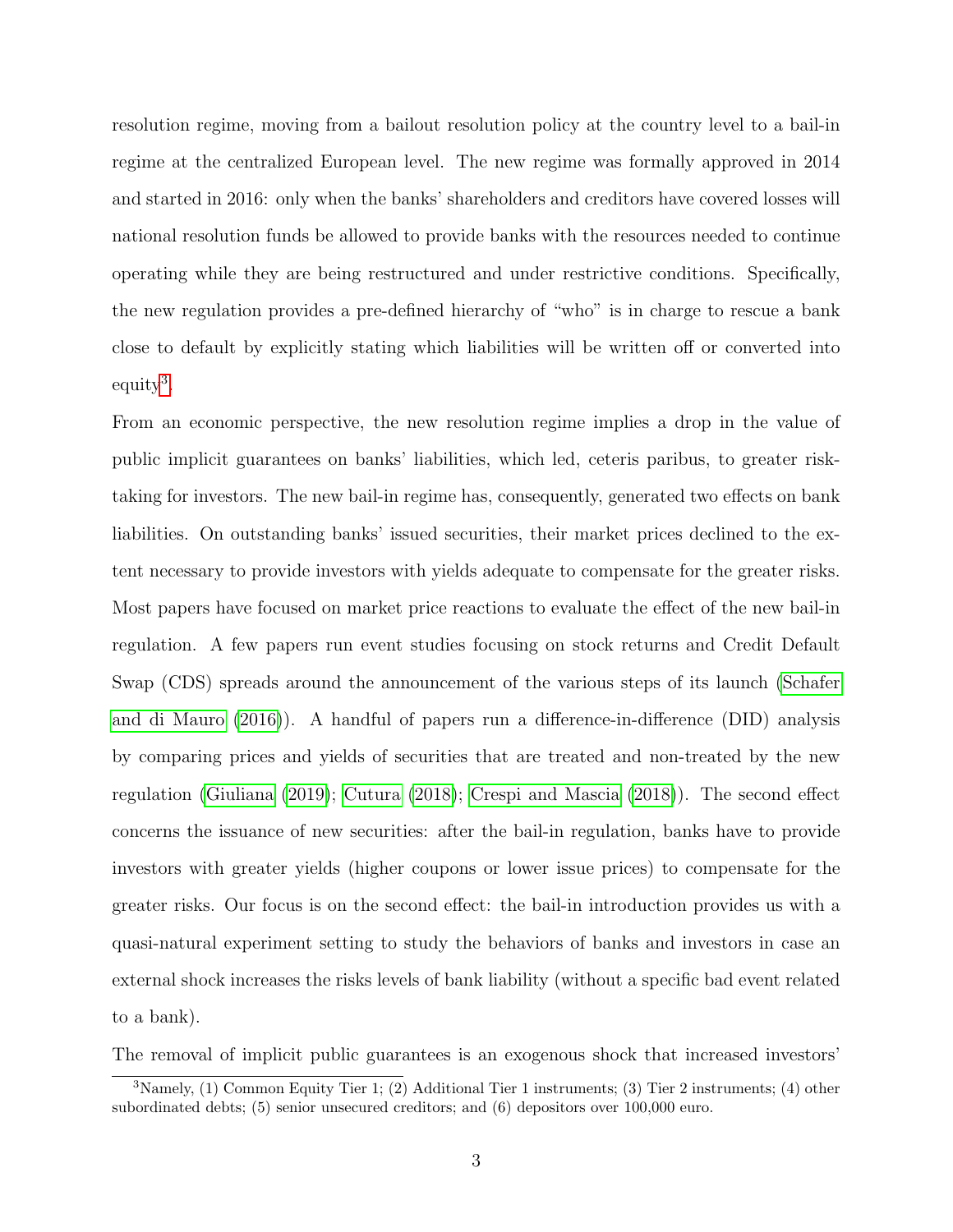resolution regime, moving from a bailout resolution policy at the country level to a bail-in regime at the centralized European level. The new regime was formally approved in 2014 and started in 2016: only when the banks' shareholders and creditors have covered losses will national resolution funds be allowed to provide banks with the resources needed to continue operating while they are being restructured and under restrictive conditions. Specifically, the new regulation provides a pre-defined hierarchy of "who" is in charge to rescue a bank close to default by explicitly stating which liabilities will be written off or converted into equity[3].

From an economic perspective, the new resolution regime implies a drop in the value of public implicit guarantees on banks' liabilities, which led, ceteris paribus, to greater risk-taking for investors. The new bail-in regime has, consequently, generated two effects on bank liabilities. On outstanding banks' issued securities, their market prices declined to the extent necessary to provide investors with yields adequate to compensate for the greater risks. Most papers have focused on market price reactions to evaluate the effect of the new bail-in regulation. A few papers run event studies focusing on stock returns and Credit Default Swap (CDS) spreads around the announcement of the various steps of its launch (Schafer and di Mauro (2016)). A handful of papers run a difference-in-difference (DID) analysis by comparing prices and yields of securities that are treated and non-treated by the new regulation (Giuliana (2019); Cutura (2018); Crespi and Mascia (2018)). The second effect concerns the issuance of new securities: after the bail-in regulation, banks have to provide investors with greater yields (higher coupons or lower issue prices) to compensate for the greater risks. Our focus is on the second effect: the bail-in introduction provides us with a quasi-natural experiment setting to study the behaviors of banks and investors in case an external shock increases the risks levels of bank liability (without a specific bad event related to a bank).

The removal of implicit public guarantees is an exogenous shock that increased investors'

[3] Namely, (1) Common Equity Tier 1; (2) Additional Tier 1 instruments; (3) Tier 2 instruments; (4) other subordinated debts; (5) senior unsecured creditors; and (6) depositors over 100,000 euro.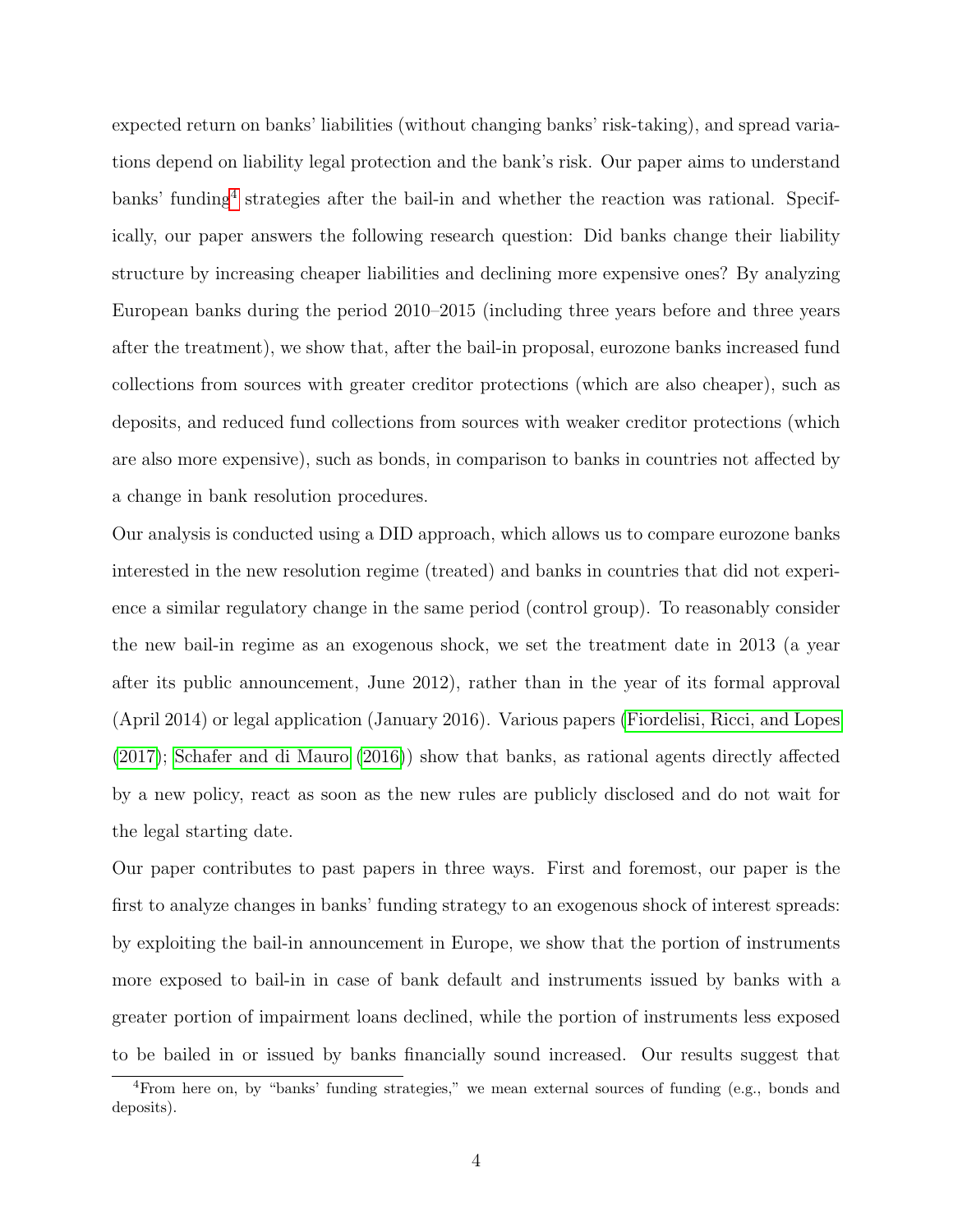expected return on banks' liabilities (without changing banks' risk-taking), and spread variations depend on liability legal protection and the bank's risk. Our paper aims to understand banks' funding[4] strategies after the bail-in and whether the reaction was rational. Specifically, our paper answers the following research question: Did banks change their liability structure by increasing cheaper liabilities and declining more expensive ones? By analyzing European banks during the period 2010–2015 (including three years before and three years after the treatment), we show that, after the bail-in proposal, eurozone banks increased fund collections from sources with greater creditor protections (which are also cheaper), such as deposits, and reduced fund collections from sources with weaker creditor protections (which are also more expensive), such as bonds, in comparison to banks in countries not affected by a change in bank resolution procedures.

Our analysis is conducted using a DID approach, which allows us to compare eurozone banks interested in the new resolution regime (treated) and banks in countries that did not experience a similar regulatory change in the same period (control group). To reasonably consider the new bail-in regime as an exogenous shock, we set the treatment date in 2013 (a year after its public announcement, June 2012), rather than in the year of its formal approval (April 2014) or legal application (January 2016). Various papers (Fiordelisi, Ricci, and Lopes (2017); Schafer and di Mauro (2016)) show that banks, as rational agents directly affected by a new policy, react as soon as the new rules are publicly disclosed and do not wait for the legal starting date.

Our paper contributes to past papers in three ways. First and foremost, our paper is the first to analyze changes in banks' funding strategy to an exogenous shock of interest spreads: by exploiting the bail-in announcement in Europe, we show that the portion of instruments more exposed to bail-in in case of bank default and instruments issued by banks with a greater portion of impairment loans declined, while the portion of instruments less exposed to be bailed in or issued by banks financially sound increased. Our results suggest that

[4] From here on, by "banks' funding strategies," we mean external sources of funding (e.g., bonds and deposits).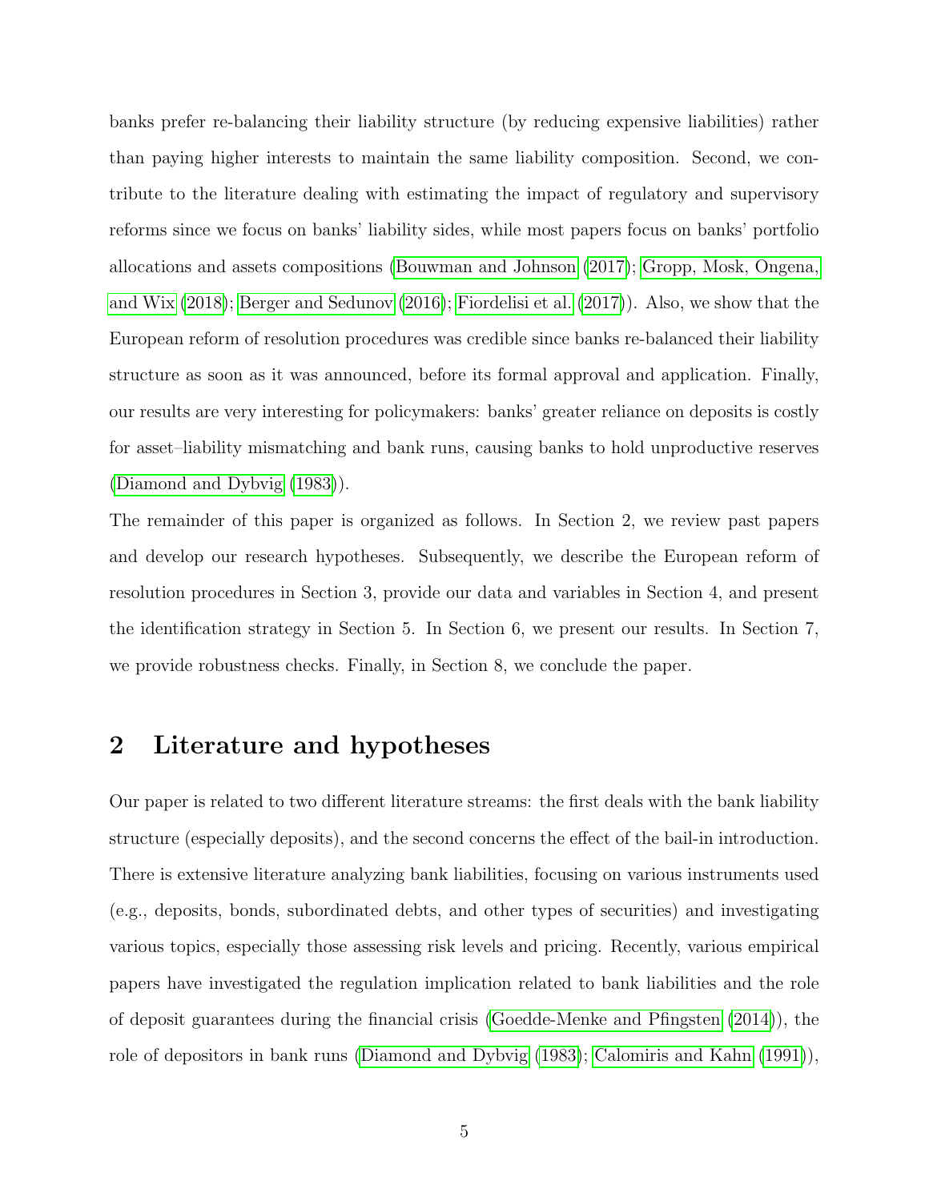banks prefer re-balancing their liability structure (by reducing expensive liabilities) rather than paying higher interests to maintain the same liability composition. Second, we contribute to the literature dealing with estimating the impact of regulatory and supervisory reforms since we focus on banks' liability sides, while most papers focus on banks' portfolio allocations and assets compositions (Bouwman and Johnson (2017); Gropp, Mosk, Ongena, and Wix (2018); Berger and Sedunov (2016); Fiordelisi et al. (2017)). Also, we show that the European reform of resolution procedures was credible since banks re-balanced their liability structure as soon as it was announced, before its formal approval and application. Finally, our results are very interesting for policymakers: banks' greater reliance on deposits is costly for asset–liability mismatching and bank runs, causing banks to hold unproductive reserves (Diamond and Dybvig (1983)).

The remainder of this paper is organized as follows. In Section 2, we review past papers and develop our research hypotheses. Subsequently, we describe the European reform of resolution procedures in Section 3, provide our data and variables in Section 4, and present the identification strategy in Section 5. In Section 6, we present our results. In Section 7, we provide robustness checks. Finally, in Section 8, we conclude the paper.

## 2 Literature and hypotheses

Our paper is related to two different literature streams: the first deals with the bank liability structure (especially deposits), and the second concerns the effect of the bail-in introduction. There is extensive literature analyzing bank liabilities, focusing on various instruments used (e.g., deposits, bonds, subordinated debts, and other types of securities) and investigating various topics, especially those assessing risk levels and pricing. Recently, various empirical papers have investigated the regulation implication related to bank liabilities and the role of deposit guarantees during the financial crisis (Goedde-Menke and Pfingsten (2014)), the role of depositors in bank runs (Diamond and Dybvig (1983); Calomiris and Kahn (1991)),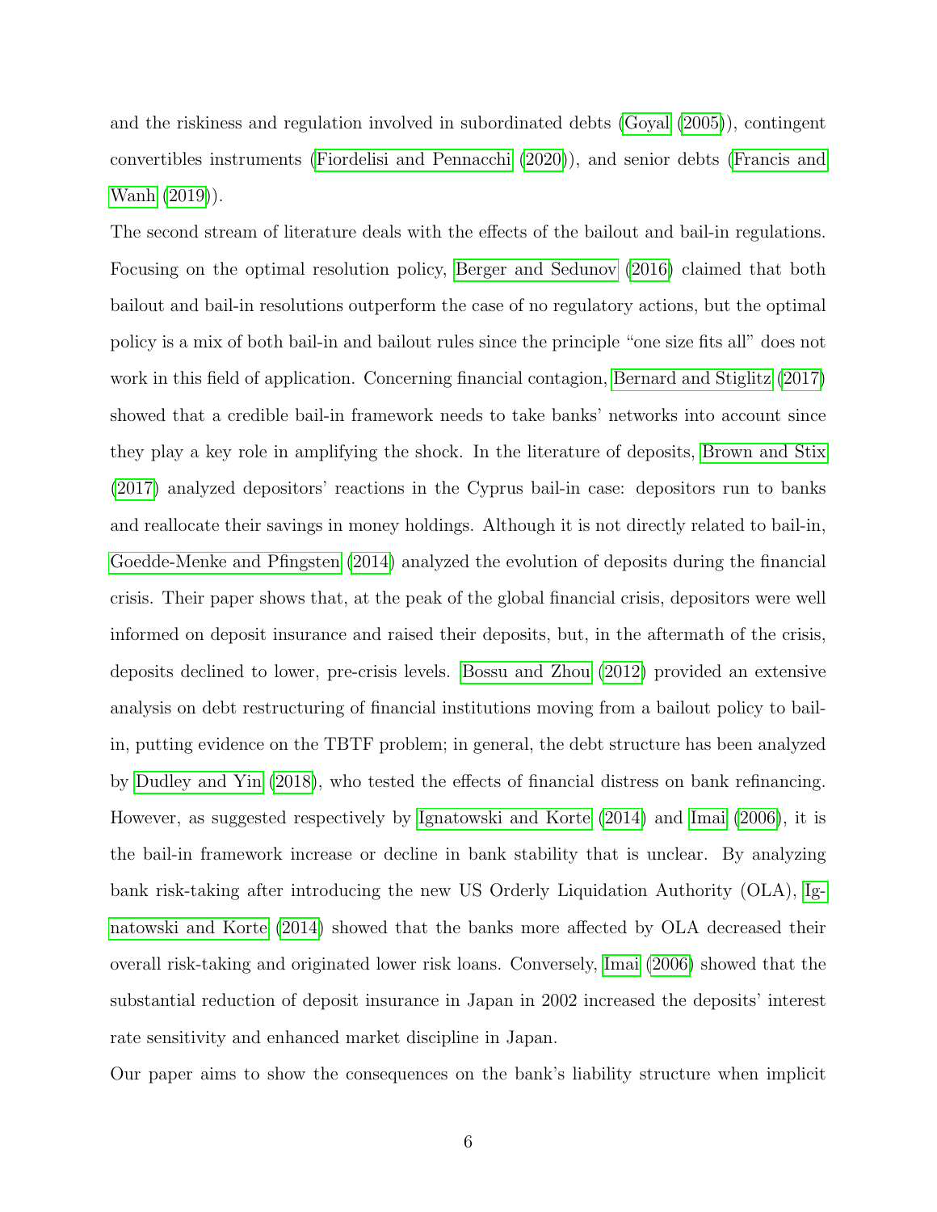and the riskiness and regulation involved in subordinated debts (Goyal (2005)), contingent convertibles instruments (Fiordelisi and Pennacchi (2020)), and senior debts (Francis and Wanh (2019)).

The second stream of literature deals with the effects of the bailout and bail-in regulations. Focusing on the optimal resolution policy, Berger and Sedunov (2016) claimed that both bailout and bail-in resolutions outperform the case of no regulatory actions, but the optimal policy is a mix of both bail-in and bailout rules since the principle "one size fits all" does not work in this field of application. Concerning financial contagion, Bernard and Stiglitz (2017) showed that a credible bail-in framework needs to take banks' networks into account since they play a key role in amplifying the shock. In the literature of deposits, Brown and Stix (2017) analyzed depositors' reactions in the Cyprus bail-in case: depositors run to banks and reallocate their savings in money holdings. Although it is not directly related to bail-in, Goedde-Menke and Pfingsten (2014) analyzed the evolution of deposits during the financial crisis. Their paper shows that, at the peak of the global financial crisis, depositors were well informed on deposit insurance and raised their deposits, but, in the aftermath of the crisis, deposits declined to lower, pre-crisis levels. Bossu and Zhou (2012) provided an extensive analysis on debt restructuring of financial institutions moving from a bailout policy to bail-in, putting evidence on the TBTF problem; in general, the debt structure has been analyzed by Dudley and Yin (2018), who tested the effects of financial distress on bank refinancing. However, as suggested respectively by Ignatowski and Korte (2014) and Imai (2006), it is the bail-in framework increase or decline in bank stability that is unclear. By analyzing bank risk-taking after introducing the new US Orderly Liquidation Authority (OLA), Ignatowski and Korte (2014) showed that the banks more affected by OLA decreased their overall risk-taking and originated lower risk loans. Conversely, Imai (2006) showed that the substantial reduction of deposit insurance in Japan in 2002 increased the deposits' interest rate sensitivity and enhanced market discipline in Japan.

Our paper aims to show the consequences on the bank's liability structure when implicit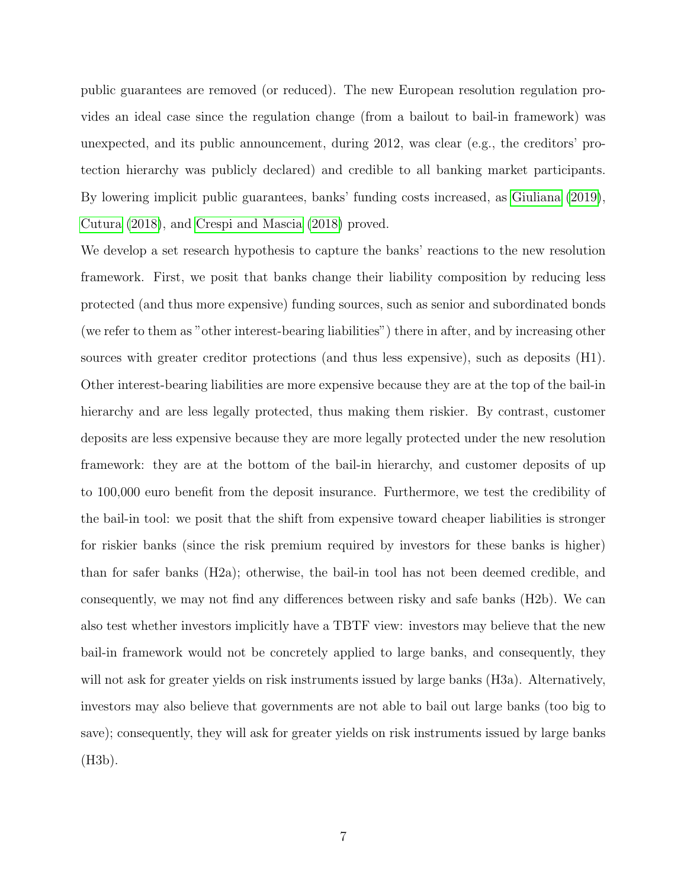public guarantees are removed (or reduced). The new European resolution regulation provides an ideal case since the regulation change (from a bailout to bail-in framework) was unexpected, and its public announcement, during 2012, was clear (e.g., the creditors' protection hierarchy was publicly declared) and credible to all banking market participants. By lowering implicit public guarantees, banks' funding costs increased, as Giuliana (2019), Cutura (2018), and Crespi and Mascia (2018) proved.

We develop a set research hypothesis to capture the banks' reactions to the new resolution framework. First, we posit that banks change their liability composition by reducing less protected (and thus more expensive) funding sources, such as senior and subordinated bonds (we refer to them as "other interest-bearing liabilities") there in after, and by increasing other sources with greater creditor protections (and thus less expensive), such as deposits (H1). Other interest-bearing liabilities are more expensive because they are at the top of the bail-in hierarchy and are less legally protected, thus making them riskier. By contrast, customer deposits are less expensive because they are more legally protected under the new resolution framework: they are at the bottom of the bail-in hierarchy, and customer deposits of up to 100,000 euro benefit from the deposit insurance. Furthermore, we test the credibility of the bail-in tool: we posit that the shift from expensive toward cheaper liabilities is stronger for riskier banks (since the risk premium required by investors for these banks is higher) than for safer banks (H2a); otherwise, the bail-in tool has not been deemed credible, and consequently, we may not find any differences between risky and safe banks (H2b). We can also test whether investors implicitly have a TBTF view: investors may believe that the new bail-in framework would not be concretely applied to large banks, and consequently, they will not ask for greater yields on risk instruments issued by large banks (H3a). Alternatively, investors may also believe that governments are not able to bail out large banks (too big to save); consequently, they will ask for greater yields on risk instruments issued by large banks (H3b).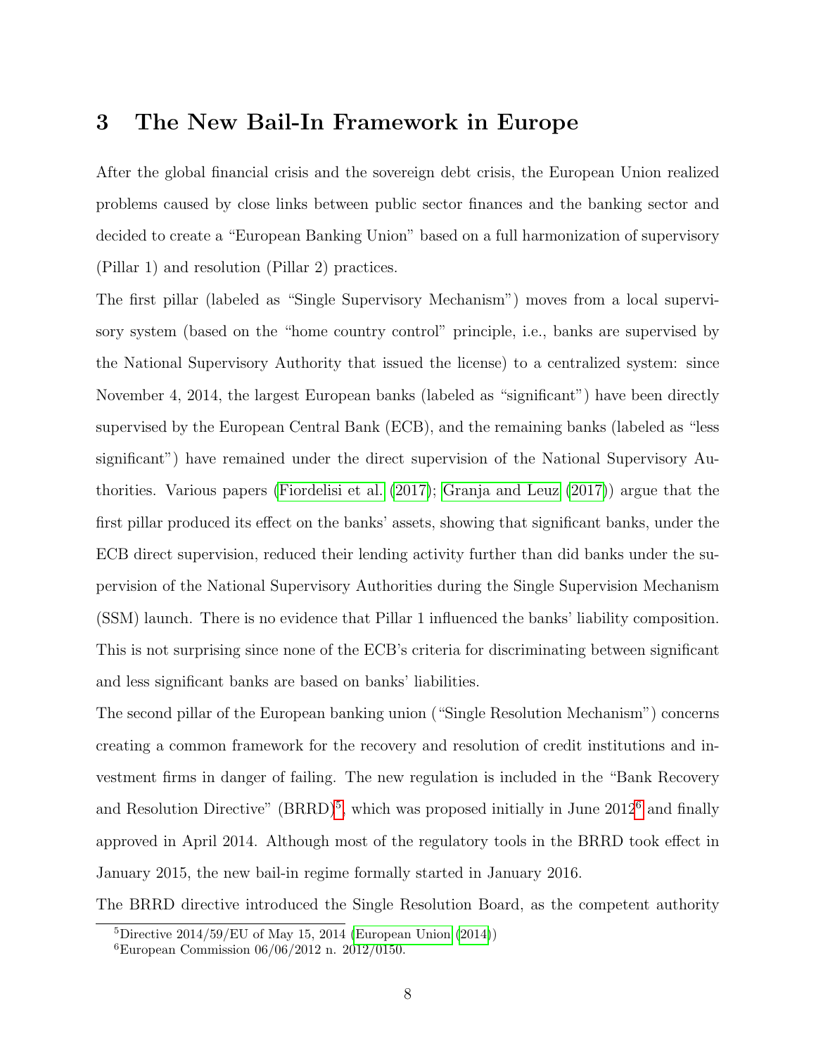## 3 The New Bail-In Framework in Europe

After the global financial crisis and the sovereign debt crisis, the European Union realized problems caused by close links between public sector finances and the banking sector and decided to create a "European Banking Union" based on a full harmonization of supervisory (Pillar 1) and resolution (Pillar 2) practices.

The first pillar (labeled as "Single Supervisory Mechanism") moves from a local supervisory system (based on the "home country control" principle, i.e., banks are supervised by the National Supervisory Authority that issued the license) to a centralized system: since November 4, 2014, the largest European banks (labeled as "significant") have been directly supervised by the European Central Bank (ECB), and the remaining banks (labeled as "less significant") have remained under the direct supervision of the National Supervisory Authorities. Various papers (Fiordelisi et al. (2017); Granja and Leuz (2017)) argue that the first pillar produced its effect on the banks' assets, showing that significant banks, under the ECB direct supervision, reduced their lending activity further than did banks under the supervision of the National Supervisory Authorities during the Single Supervision Mechanism (SSM) launch. There is no evidence that Pillar 1 influenced the banks' liability composition. This is not surprising since none of the ECB's criteria for discriminating between significant and less significant banks are based on banks' liabilities.

The second pillar of the European banking union ("Single Resolution Mechanism") concerns creating a common framework for the recovery and resolution of credit institutions and investment firms in danger of failing. The new regulation is included in the "Bank Recovery and Resolution Directive" (BRRD)[5], which was proposed initially in June 2012[6] and finally approved in April 2014. Although most of the regulatory tools in the BRRD took effect in January 2015, the new bail-in regime formally started in January 2016.

The BRRD directive introduced the Single Resolution Board, as the competent authority

[5] Directive 2014/59/EU of May 15, 2014 (European Union (2014))

[6] European Commission 06/06/2012 n. 2012/0150.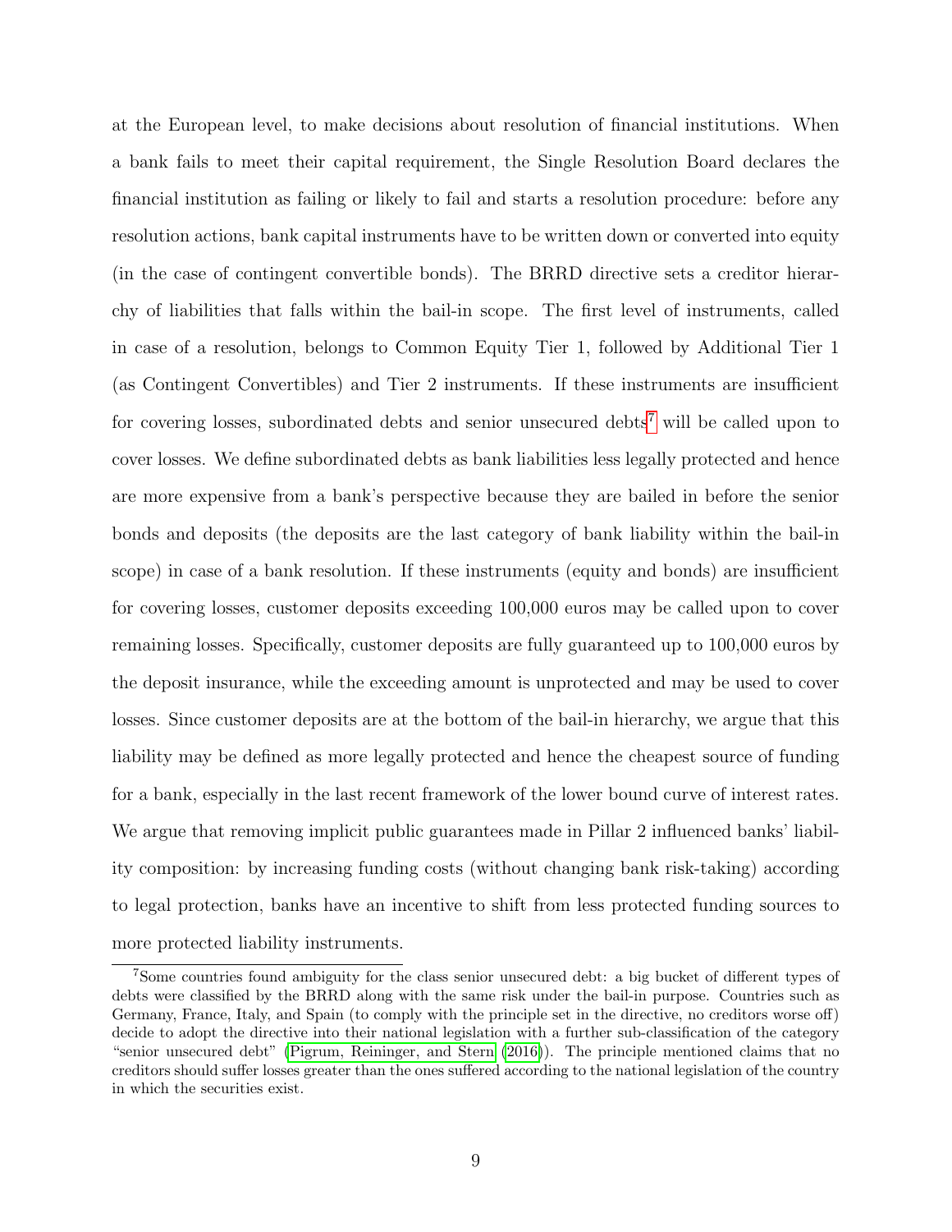at the European level, to make decisions about resolution of financial institutions. When a bank fails to meet their capital requirement, the Single Resolution Board declares the financial institution as failing or likely to fail and starts a resolution procedure: before any resolution actions, bank capital instruments have to be written down or converted into equity (in the case of contingent convertible bonds). The BRRD directive sets a creditor hierarchy of liabilities that falls within the bail-in scope. The first level of instruments, called in case of a resolution, belongs to Common Equity Tier 1, followed by Additional Tier 1 (as Contingent Convertibles) and Tier 2 instruments. If these instruments are insufficient for covering losses, subordinated debts and senior unsecured debts[7] will be called upon to cover losses. We define subordinated debts as bank liabilities less legally protected and hence are more expensive from a bank's perspective because they are bailed in before the senior bonds and deposits (the deposits are the last category of bank liability within the bail-in scope) in case of a bank resolution. If these instruments (equity and bonds) are insufficient for covering losses, customer deposits exceeding 100,000 euros may be called upon to cover remaining losses. Specifically, customer deposits are fully guaranteed up to 100,000 euros by the deposit insurance, while the exceeding amount is unprotected and may be used to cover losses. Since customer deposits are at the bottom of the bail-in hierarchy, we argue that this liability may be defined as more legally protected and hence the cheapest source of funding for a bank, especially in the last recent framework of the lower bound curve of interest rates. We argue that removing implicit public guarantees made in Pillar 2 influenced banks' liability composition: by increasing funding costs (without changing bank risk-taking) according to legal protection, banks have an incentive to shift from less protected funding sources to more protected liability instruments.

[7] Some countries found ambiguity for the class senior unsecured debt: a big bucket of different types of debts were classified by the BRRD along with the same risk under the bail-in purpose. Countries such as Germany, France, Italy, and Spain (to comply with the principle set in the directive, no creditors worse off) decide to adopt the directive into their national legislation with a further sub-classification of the category "senior unsecured debt" (Pigrum, Reininger, and Stern (2016)). The principle mentioned claims that no creditors should suffer losses greater than the ones suffered according to the national legislation of the country in which the securities exist.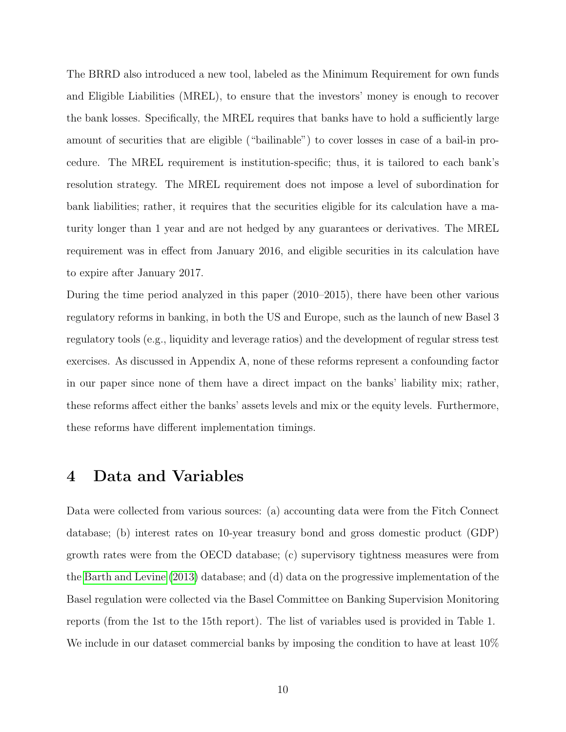The BRRD also introduced a new tool, labeled as the Minimum Requirement for own funds and Eligible Liabilities (MREL), to ensure that the investors' money is enough to recover the bank losses. Specifically, the MREL requires that banks have to hold a sufficiently large amount of securities that are eligible ("bailinable") to cover losses in case of a bail-in procedure. The MREL requirement is institution-specific; thus, it is tailored to each bank's resolution strategy. The MREL requirement does not impose a level of subordination for bank liabilities; rather, it requires that the securities eligible for its calculation have a maturity longer than 1 year and are not hedged by any guarantees or derivatives. The MREL requirement was in effect from January 2016, and eligible securities in its calculation have to expire after January 2017.

During the time period analyzed in this paper (2010–2015), there have been other various regulatory reforms in banking, in both the US and Europe, such as the launch of new Basel 3 regulatory tools (e.g., liquidity and leverage ratios) and the development of regular stress test exercises. As discussed in Appendix A, none of these reforms represent a confounding factor in our paper since none of them have a direct impact on the banks' liability mix; rather, these reforms affect either the banks' assets levels and mix or the equity levels. Furthermore, these reforms have different implementation timings.

# 4 Data and Variables

Data were collected from various sources: (a) accounting data were from the Fitch Connect database; (b) interest rates on 10-year treasury bond and gross domestic product (GDP) growth rates were from the OECD database; (c) supervisory tightness measures were from the Barth and Levine (2013) database; and (d) data on the progressive implementation of the Basel regulation were collected via the Basel Committee on Banking Supervision Monitoring reports (from the 1st to the 15th report). The list of variables used is provided in Table 1.

We include in our dataset commercial banks by imposing the condition to have at least 10%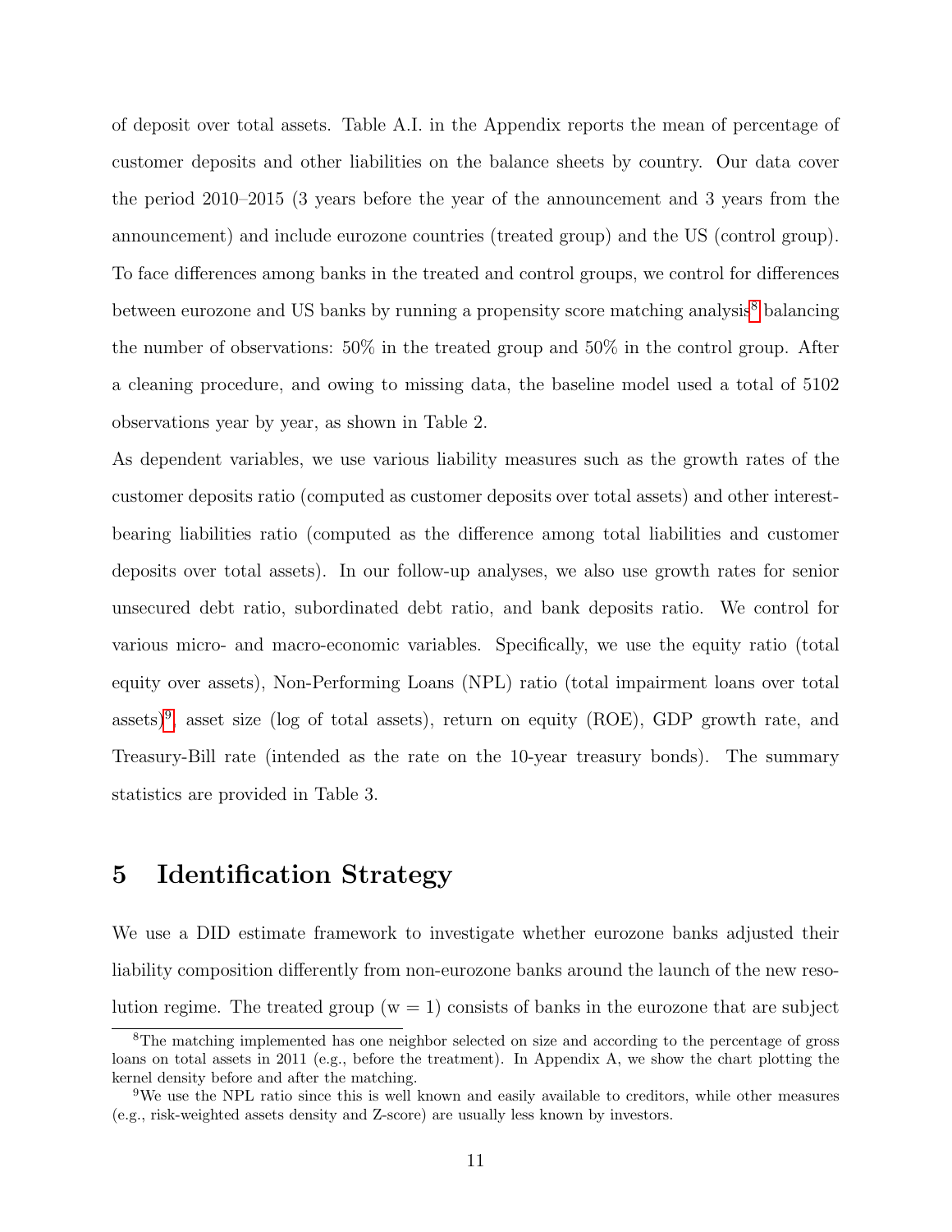of deposit over total assets. Table A.I. in the Appendix reports the mean of percentage of customer deposits and other liabilities on the balance sheets by country. Our data cover the period 2010–2015 (3 years before the year of the announcement and 3 years from the announcement) and include eurozone countries (treated group) and the US (control group). To face differences among banks in the treated and control groups, we control for differences between eurozone and US banks by running a propensity score matching analysis[8] balancing the number of observations: 50% in the treated group and 50% in the control group. After a cleaning procedure, and owing to missing data, the baseline model used a total of 5102 observations year by year, as shown in Table 2.

As dependent variables, we use various liability measures such as the growth rates of the customer deposits ratio (computed as customer deposits over total assets) and other interest-bearing liabilities ratio (computed as the difference among total liabilities and customer deposits over total assets). In our follow-up analyses, we also use growth rates for senior unsecured debt ratio, subordinated debt ratio, and bank deposits ratio. We control for various micro- and macro-economic variables. Specifically, we use the equity ratio (total equity over assets), Non-Performing Loans (NPL) ratio (total impairment loans over total assets)[9], asset size (log of total assets), return on equity (ROE), GDP growth rate, and Treasury-Bill rate (intended as the rate on the 10-year treasury bonds). The summary statistics are provided in Table 3.

# 5 Identification Strategy

We use a DID estimate framework to investigate whether eurozone banks adjusted their liability composition differently from non-eurozone banks around the launch of the new resolution regime. The treated group (w = 1) consists of banks in the eurozone that are subject

---

[8] The matching implemented has one neighbor selected on size and according to the percentage of gross loans on total assets in 2011 (e.g., before the treatment). In Appendix A, we show the chart plotting the kernel density before and after the matching.

[9] We use the NPL ratio since this is well known and easily available to creditors, while other measures (e.g., risk-weighted assets density and Z-score) are usually less known by investors.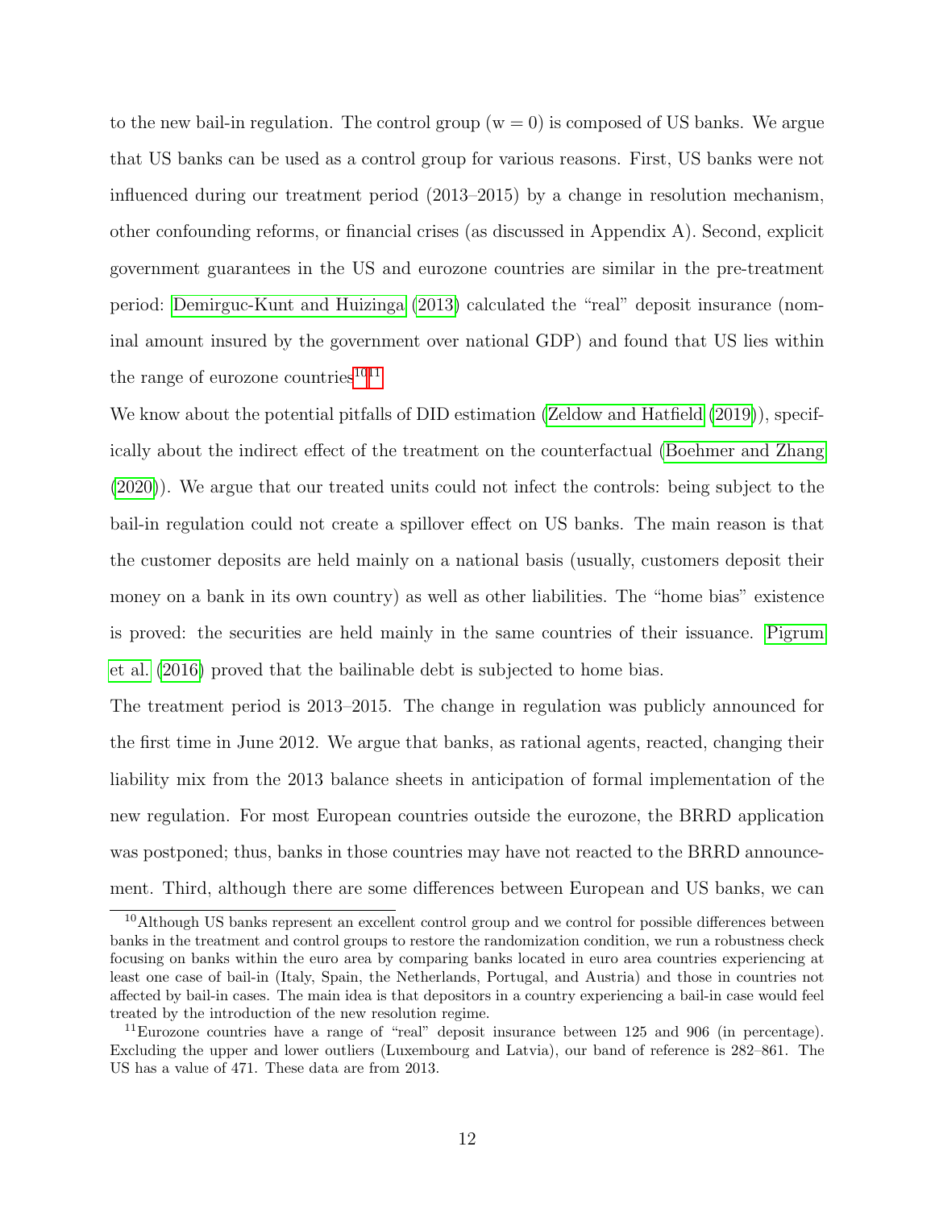to the new bail-in regulation. The control group (w = 0) is composed of US banks. We argue that US banks can be used as a control group for various reasons. First, US banks were not influenced during our treatment period (2013–2015) by a change in resolution mechanism, other confounding reforms, or financial crises (as discussed in Appendix A). Second, explicit government guarantees in the US and eurozone countries are similar in the pre-treatment period: Demirguc-Kunt and Huizinga (2013) calculated the "real" deposit insurance (nominal amount insured by the government over national GDP) and found that US lies within the range of eurozone countries[10][11].

We know about the potential pitfalls of DID estimation (Zeldow and Hatfield (2019)), specifically about the indirect effect of the treatment on the counterfactual (Boehmer and Zhang (2020)). We argue that our treated units could not infect the controls: being subject to the bail-in regulation could not create a spillover effect on US banks. The main reason is that the customer deposits are held mainly on a national basis (usually, customers deposit their money on a bank in its own country) as well as other liabilities. The "home bias" existence is proved: the securities are held mainly in the same countries of their issuance. Pigrum et al. (2016) proved that the bailinable debt is subjected to home bias.

The treatment period is 2013–2015. The change in regulation was publicly announced for the first time in June 2012. We argue that banks, as rational agents, reacted, changing their liability mix from the 2013 balance sheets in anticipation of formal implementation of the new regulation. For most European countries outside the eurozone, the BRRD application was postponed; thus, banks in those countries may have not reacted to the BRRD announcement. Third, although there are some differences between European and US banks, we can

[10] Although US banks represent an excellent control group and we control for possible differences between banks in the treatment and control groups to restore the randomization condition, we run a robustness check focusing on banks within the euro area by comparing banks located in euro area countries experiencing at least one case of bail-in (Italy, Spain, the Netherlands, Portugal, and Austria) and those in countries not affected by bail-in cases. The main idea is that depositors in a country experiencing a bail-in case would feel treated by the introduction of the new resolution regime.

[11] Eurozone countries have a range of "real" deposit insurance between 125 and 906 (in percentage). Excluding the upper and lower outliers (Luxembourg and Latvia), our band of reference is 282–861. The US has a value of 471. These data are from 2013.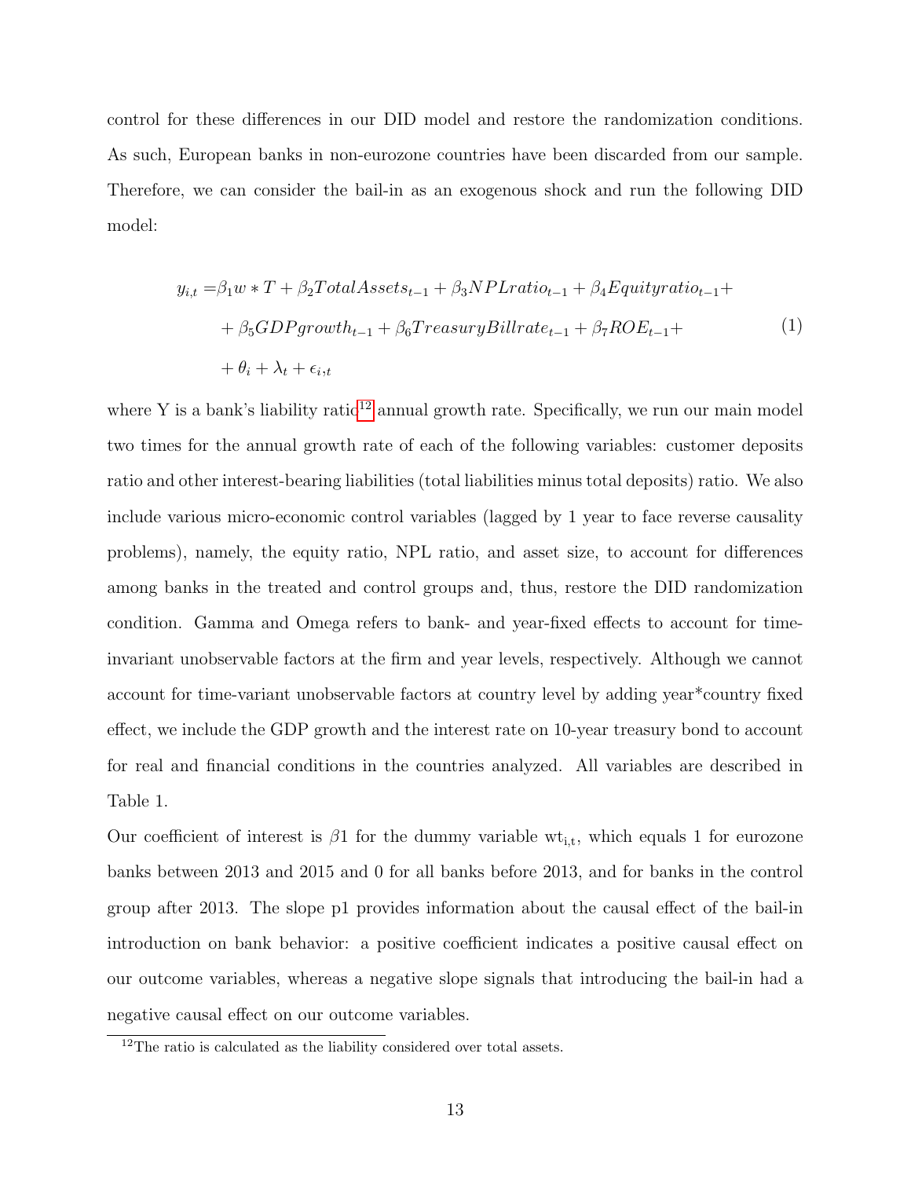control for these differences in our DID model and restore the randomization conditions. As such, European banks in non-eurozone countries have been discarded from our sample. Therefore, we can consider the bail-in as an exogenous shock and run the following DID model:

$$
\begin{aligned}
y_{i,t} = & \beta_1 w * T + \beta_2 TotalAssets_{t-1} + \beta_3 NPLratio_{t-1} + \beta_4 Equityratio_{t-1} + \\
& + \beta_5 GDPgrowth_{t-1} + \beta_6 TreasuryBillrate_{t-1} + \beta_7 ROE_{t-1} + \\
& + \theta_i + \lambda_t + \epsilon_{i,t}
\end{aligned} \tag{1}
$$

where Y is a bank's liability ratio[12] annual growth rate. Specifically, we run our main model two times for the annual growth rate of each of the following variables: customer deposits ratio and other interest-bearing liabilities (total liabilities minus total deposits) ratio. We also include various micro-economic control variables (lagged by 1 year to face reverse causality problems), namely, the equity ratio, NPL ratio, and asset size, to account for differences among banks in the treated and control groups and, thus, restore the DID randomization condition. Gamma and Omega refers to bank- and year-fixed effects to account for time-invariant unobservable factors at the firm and year levels, respectively. Although we cannot account for time-variant unobservable factors at country level by adding year*country fixed effect, we include the GDP growth and the interest rate on 10-year treasury bond to account for real and financial conditions in the countries analyzed. All variables are described in Table 1.

Our coefficient of interest is $\beta 1$ for the dummy variable $wt_{i,t}$, which equals 1 for eurozone banks between 2013 and 2015 and 0 for all banks before 2013, and for banks in the control group after 2013. The slope p1 provides information about the causal effect of the bail-in introduction on bank behavior: a positive coefficient indicates a positive causal effect on our outcome variables, whereas a negative slope signals that introducing the bail-in had a negative causal effect on our outcome variables.

[12] The ratio is calculated as the liability considered over total assets.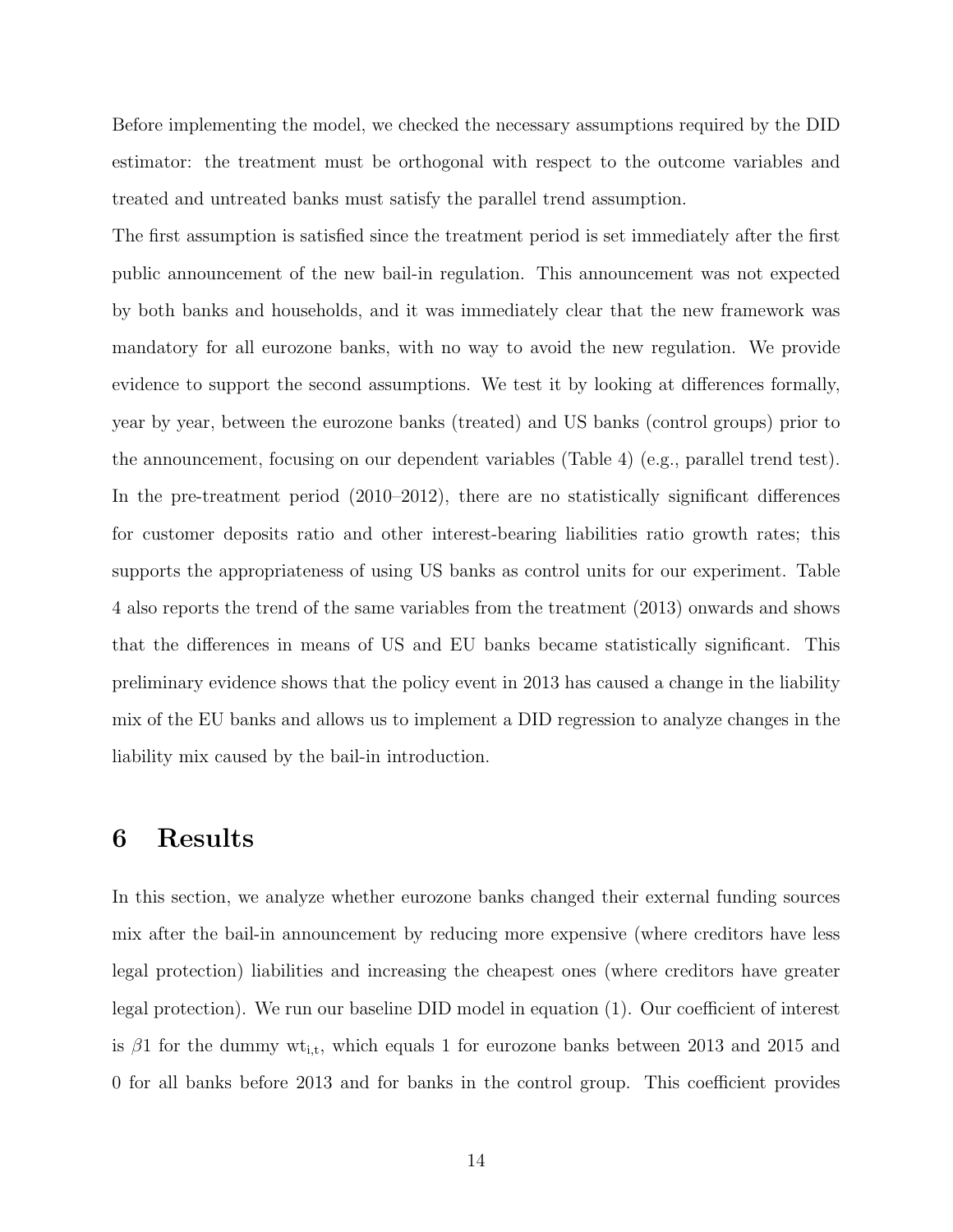Before implementing the model, we checked the necessary assumptions required by the DID estimator: the treatment must be orthogonal with respect to the outcome variables and treated and untreated banks must satisfy the parallel trend assumption.

The first assumption is satisfied since the treatment period is set immediately after the first public announcement of the new bail-in regulation. This announcement was not expected by both banks and households, and it was immediately clear that the new framework was mandatory for all eurozone banks, with no way to avoid the new regulation. We provide evidence to support the second assumptions. We test it by looking at differences formally, year by year, between the eurozone banks (treated) and US banks (control groups) prior to the announcement, focusing on our dependent variables (Table 4) (e.g., parallel trend test). In the pre-treatment period (2010–2012), there are no statistically significant differences for customer deposits ratio and other interest-bearing liabilities ratio growth rates; this supports the appropriateness of using US banks as control units for our experiment. Table 4 also reports the trend of the same variables from the treatment (2013) onwards and shows that the differences in means of US and EU banks became statistically significant. This preliminary evidence shows that the policy event in 2013 has caused a change in the liability mix of the EU banks and allows us to implement a DID regression to analyze changes in the liability mix caused by the bail-in introduction.

# 6 Results

In this section, we analyze whether eurozone banks changed their external funding sources mix after the bail-in announcement by reducing more expensive (where creditors have less legal protection) liabilities and increasing the cheapest ones (where creditors have greater legal protection). We run our baseline DID model in equation (1). Our coefficient of interest is $\beta 1$ for the dummy $\mathrm{wt}_{\mathrm{i,t}}$, which equals 1 for eurozone banks between 2013 and 2015 and 0 for all banks before 2013 and for banks in the control group. This coefficient provides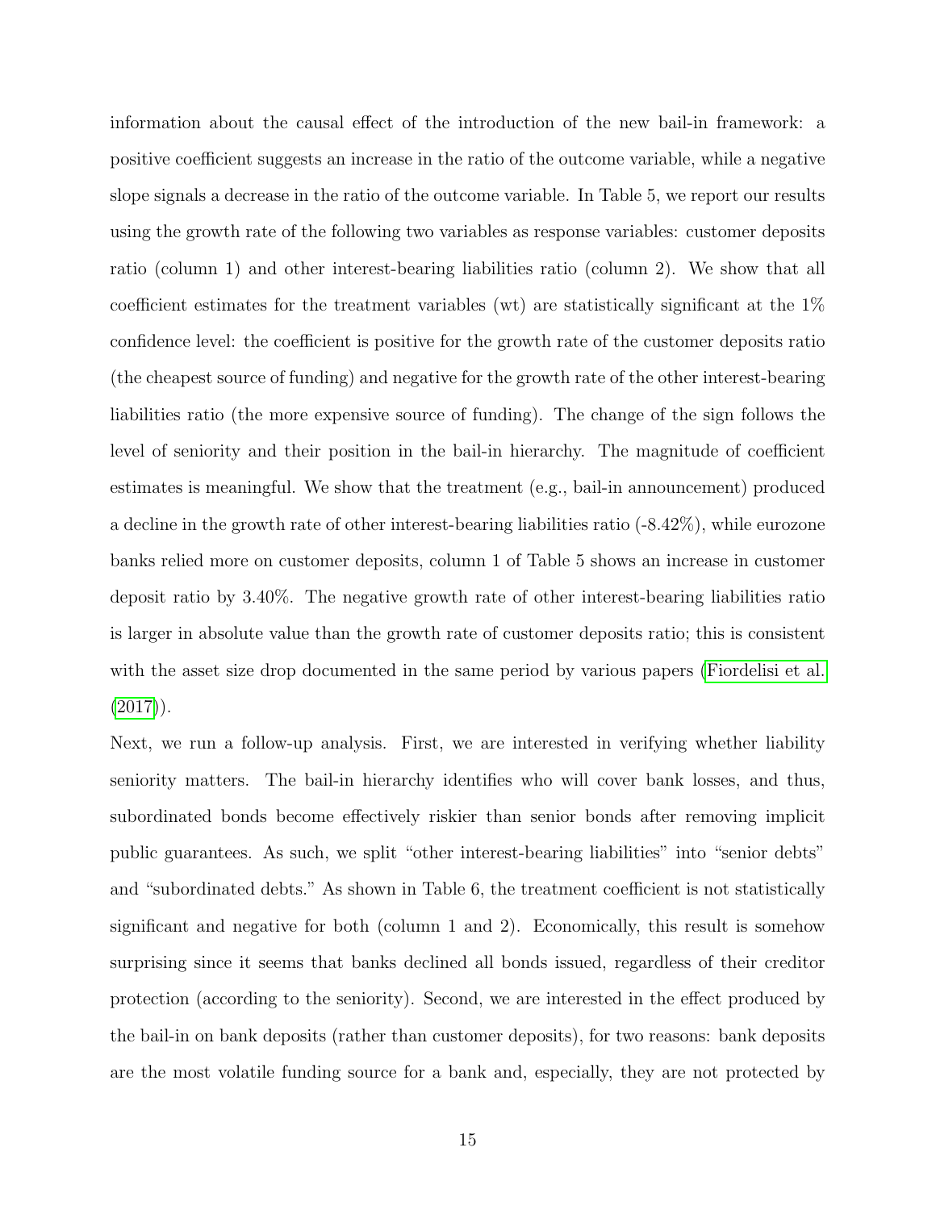information about the causal effect of the introduction of the new bail-in framework: a positive coefficient suggests an increase in the ratio of the outcome variable, while a negative slope signals a decrease in the ratio of the outcome variable. In Table 5, we report our results using the growth rate of the following two variables as response variables: customer deposits ratio (column 1) and other interest-bearing liabilities ratio (column 2). We show that all coefficient estimates for the treatment variables (wt) are statistically significant at the 1% confidence level: the coefficient is positive for the growth rate of the customer deposits ratio (the cheapest source of funding) and negative for the growth rate of the other interest-bearing liabilities ratio (the more expensive source of funding). The change of the sign follows the level of seniority and their position in the bail-in hierarchy. The magnitude of coefficient estimates is meaningful. We show that the treatment (e.g., bail-in announcement) produced a decline in the growth rate of other interest-bearing liabilities ratio (-8.42%), while eurozone banks relied more on customer deposits, column 1 of Table 5 shows an increase in customer deposit ratio by 3.40%. The negative growth rate of other interest-bearing liabilities ratio is larger in absolute value than the growth rate of customer deposits ratio; this is consistent with the asset size drop documented in the same period by various papers (Fiordelisi et al. (2017)).

Next, we run a follow-up analysis. First, we are interested in verifying whether liability seniority matters. The bail-in hierarchy identifies who will cover bank losses, and thus, subordinated bonds become effectively riskier than senior bonds after removing implicit public guarantees. As such, we split "other interest-bearing liabilities" into "senior debts" and "subordinated debts." As shown in Table 6, the treatment coefficient is not statistically significant and negative for both (column 1 and 2). Economically, this result is somehow surprising since it seems that banks declined all bonds issued, regardless of their creditor protection (according to the seniority). Second, we are interested in the effect produced by the bail-in on bank deposits (rather than customer deposits), for two reasons: bank deposits are the most volatile funding source for a bank and, especially, they are not protected by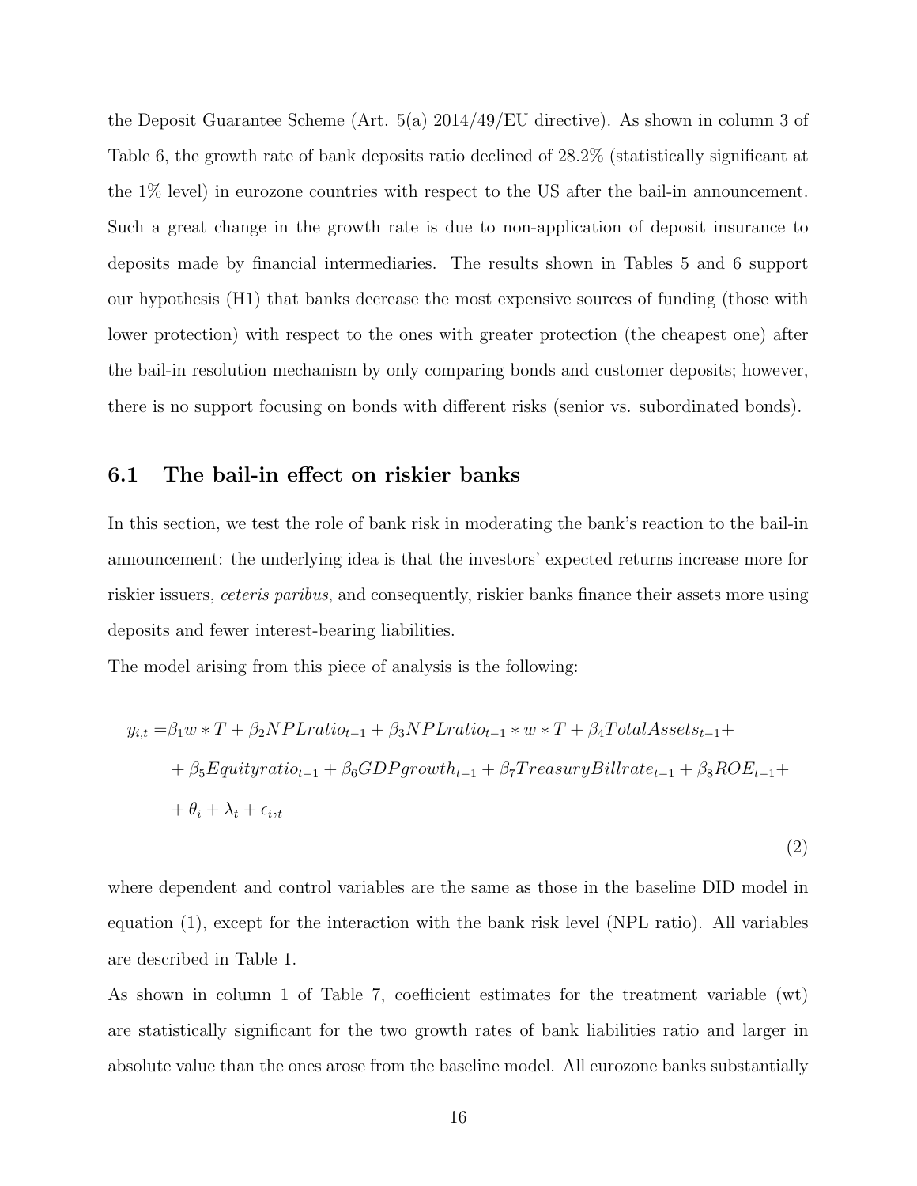the Deposit Guarantee Scheme (Art. 5(a) 2014/49/EU directive). As shown in column 3 of Table 6, the growth rate of bank deposits ratio declined of 28.2% (statistically significant at the 1% level) in eurozone countries with respect to the US after the bail-in announcement. Such a great change in the growth rate is due to non-application of deposit insurance to deposits made by financial intermediaries. The results shown in Tables 5 and 6 support our hypothesis (H1) that banks decrease the most expensive sources of funding (those with lower protection) with respect to the ones with greater protection (the cheapest one) after the bail-in resolution mechanism by only comparing bonds and customer deposits; however, there is no support focusing on bonds with different risks (senior vs. subordinated bonds).

## 6.1 The bail-in effect on riskier banks

In this section, we test the role of bank risk in moderating the bank's reaction to the bail-in announcement: the underlying idea is that the investors' expected returns increase more for riskier issuers, *ceteris paribus*, and consequently, riskier banks finance their assets more using deposits and fewer interest-bearing liabilities.

The model arising from this piece of analysis is the following:

$$
\begin{aligned}
y_{i,t} = & \beta_1 w * T + \beta_2 NPLratio_{t-1} + \beta_3 NPLratio_{t-1} * w * T + \beta_4 TotalAssets_{t-1} + \\
& + \beta_5 Equityratio_{t-1} + \beta_6 GDPgrowth_{t-1} + \beta_7 TreasuryBillrate_{t-1} + \beta_8 ROE_{t-1} + \\
& + \theta_i + \lambda_t + \epsilon_{i,t}
\end{aligned}
\tag{2}
$$

where dependent and control variables are the same as those in the baseline DID model in equation (1), except for the interaction with the bank risk level (NPL ratio). All variables are described in Table 1.

As shown in column 1 of Table 7, coefficient estimates for the treatment variable (wt) are statistically significant for the two growth rates of bank liabilities ratio and larger in absolute value than the ones arose from the baseline model. All eurozone banks substantially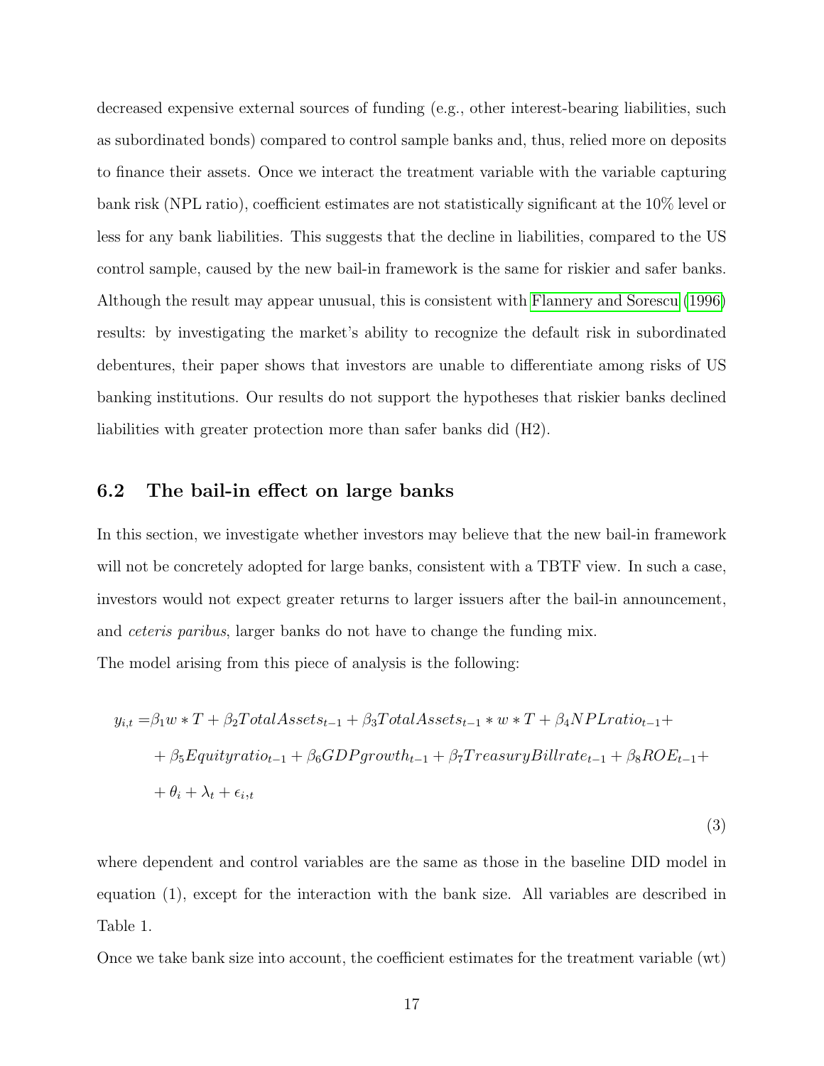decreased expensive external sources of funding (e.g., other interest-bearing liabilities, such as subordinated bonds) compared to control sample banks and, thus, relied more on deposits to finance their assets. Once we interact the treatment variable with the variable capturing bank risk (NPL ratio), coefficient estimates are not statistically significant at the 10% level or less for any bank liabilities. This suggests that the decline in liabilities, compared to the US control sample, caused by the new bail-in framework is the same for riskier and safer banks. Although the result may appear unusual, this is consistent with Flannery and Sorescu (1996) results: by investigating the market's ability to recognize the default risk in subordinated debentures, their paper shows that investors are unable to differentiate among risks of US banking institutions. Our results do not support the hypotheses that riskier banks declined liabilities with greater protection more than safer banks did (H2).

## 6.2 The bail-in effect on large banks

In this section, we investigate whether investors may believe that the new bail-in framework will not be concretely adopted for large banks, consistent with a TBTF view. In such a case, investors would not expect greater returns to larger issuers after the bail-in announcement, and *ceteris paribus*, larger banks do not have to change the funding mix.

The model arising from this piece of analysis is the following:

$$
\begin{aligned}
y_{i,t} = & \beta_1 w * T + \beta_2 TotalAssets_{t-1} + \beta_3 TotalAssets_{t-1} * w * T + \beta_4 NPLratio_{t-1} + \\
& + \beta_5 Equityratio_{t-1} + \beta_6 GDPgrowth_{t-1} + \beta_7 TreasuryBillrate_{t-1} + \beta_8 ROE_{t-1} + \\
& + \theta_i + \lambda_t + \epsilon_{i,t}
\end{aligned}
\tag{3}
$$

where dependent and control variables are the same as those in the baseline DID model in equation (1), except for the interaction with the bank size. All variables are described in Table 1.

Once we take bank size into account, the coefficient estimates for the treatment variable (wt)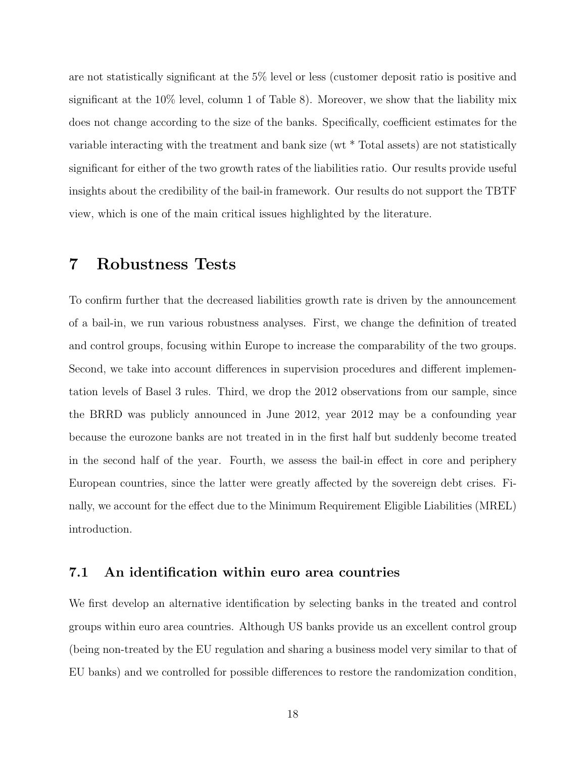are not statistically significant at the 5% level or less (customer deposit ratio is positive and significant at the 10% level, column 1 of Table 8). Moreover, we show that the liability mix does not change according to the size of the banks. Specifically, coefficient estimates for the variable interacting with the treatment and bank size (wt * Total assets) are not statistically significant for either of the two growth rates of the liabilities ratio. Our results provide useful insights about the credibility of the bail-in framework. Our results do not support the TBTF view, which is one of the main critical issues highlighted by the literature.

# 7 Robustness Tests

To confirm further that the decreased liabilities growth rate is driven by the announcement of a bail-in, we run various robustness analyses. First, we change the definition of treated and control groups, focusing within Europe to increase the comparability of the two groups. Second, we take into account differences in supervision procedures and different implementation levels of Basel 3 rules. Third, we drop the 2012 observations from our sample, since the BRRD was publicly announced in June 2012, year 2012 may be a confounding year because the eurozone banks are not treated in in the first half but suddenly become treated in the second half of the year. Fourth, we assess the bail-in effect in core and periphery European countries, since the latter were greatly affected by the sovereign debt crises. Finally, we account for the effect due to the Minimum Requirement Eligible Liabilities (MREL) introduction.

## 7.1 An identification within euro area countries

We first develop an alternative identification by selecting banks in the treated and control groups within euro area countries. Although US banks provide us an excellent control group (being non-treated by the EU regulation and sharing a business model very similar to that of EU banks) and we controlled for possible differences to restore the randomization condition,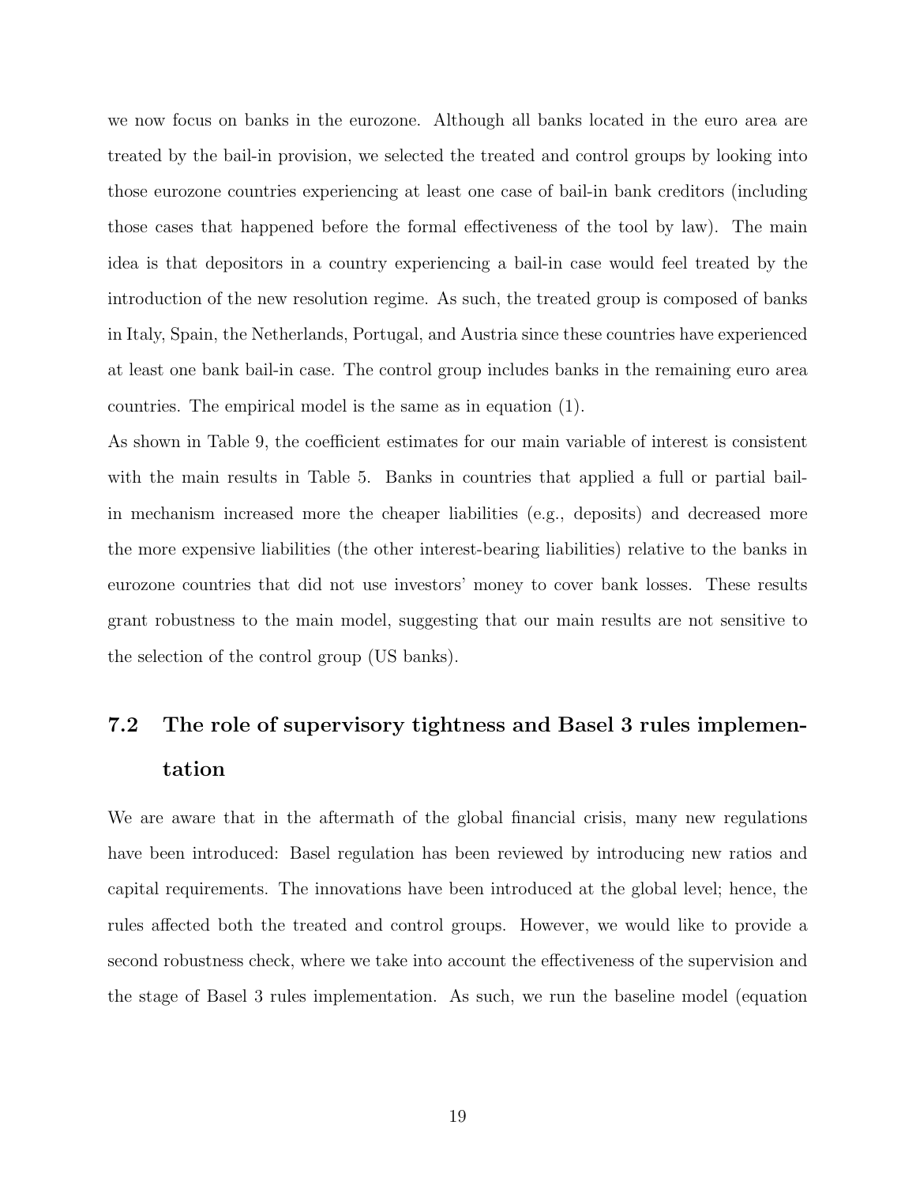we now focus on banks in the eurozone. Although all banks located in the euro area are treated by the bail-in provision, we selected the treated and control groups by looking into those eurozone countries experiencing at least one case of bail-in bank creditors (including those cases that happened before the formal effectiveness of the tool by law). The main idea is that depositors in a country experiencing a bail-in case would feel treated by the introduction of the new resolution regime. As such, the treated group is composed of banks in Italy, Spain, the Netherlands, Portugal, and Austria since these countries have experienced at least one bank bail-in case. The control group includes banks in the remaining euro area countries. The empirical model is the same as in equation (1).

As shown in Table 9, the coefficient estimates for our main variable of interest is consistent with the main results in Table 5. Banks in countries that applied a full or partial bail-in mechanism increased more the cheaper liabilities (e.g., deposits) and decreased more the more expensive liabilities (the other interest-bearing liabilities) relative to the banks in eurozone countries that did not use investors' money to cover bank losses. These results grant robustness to the main model, suggesting that our main results are not sensitive to the selection of the control group (US banks).

## 7.2 The role of supervisory tightness and Basel 3 rules implementation

We are aware that in the aftermath of the global financial crisis, many new regulations have been introduced: Basel regulation has been reviewed by introducing new ratios and capital requirements. The innovations have been introduced at the global level; hence, the rules affected both the treated and control groups. However, we would like to provide a second robustness check, where we take into account the effectiveness of the supervision and the stage of Basel 3 rules implementation. As such, we run the baseline model (equation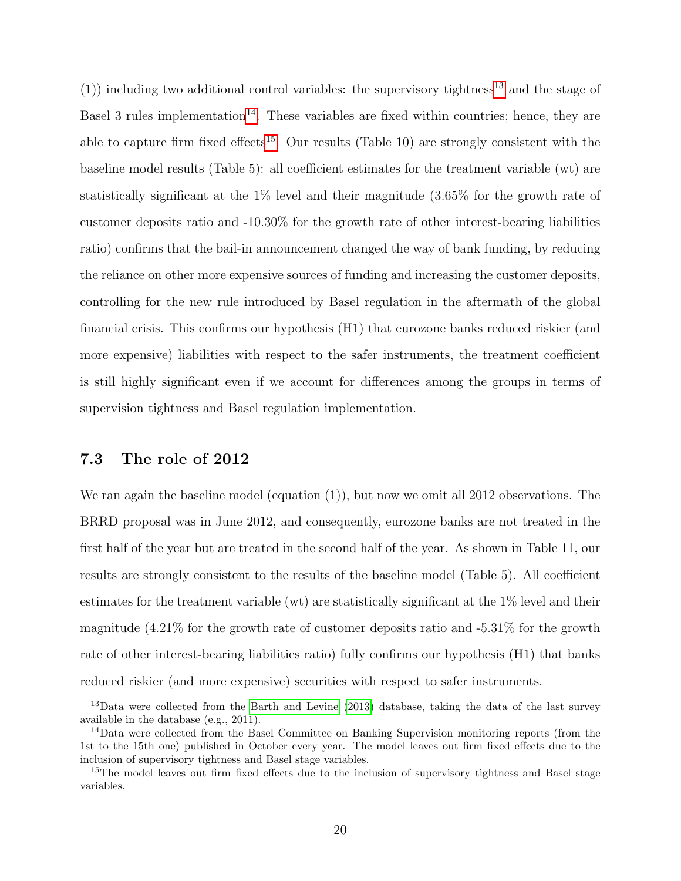(1)) including two additional control variables: the supervisory tightness[13] and the stage of Basel 3 rules implementation[14]. These variables are fixed within countries; hence, they are able to capture firm fixed effects[15]. Our results (Table 10) are strongly consistent with the baseline model results (Table 5): all coefficient estimates for the treatment variable (wt) are statistically significant at the 1% level and their magnitude (3.65% for the growth rate of customer deposits ratio and -10.30% for the growth rate of other interest-bearing liabilities ratio) confirms that the bail-in announcement changed the way of bank funding, by reducing the reliance on other more expensive sources of funding and increasing the customer deposits, controlling for the new rule introduced by Basel regulation in the aftermath of the global financial crisis. This confirms our hypothesis (H1) that eurozone banks reduced riskier (and more expensive) liabilities with respect to the safer instruments, the treatment coefficient is still highly significant even if we account for differences among the groups in terms of supervision tightness and Basel regulation implementation.

### 7.3 The role of 2012

We ran again the baseline model (equation (1)), but now we omit all 2012 observations. The BRRD proposal was in June 2012, and consequently, eurozone banks are not treated in the first half of the year but are treated in the second half of the year. As shown in Table 11, our results are strongly consistent to the results of the baseline model (Table 5). All coefficient estimates for the treatment variable (wt) are statistically significant at the 1% level and their magnitude (4.21% for the growth rate of customer deposits ratio and -5.31% for the growth rate of other interest-bearing liabilities ratio) fully confirms our hypothesis (H1) that banks reduced riskier (and more expensive) securities with respect to safer instruments.

---

[13] Data were collected from the Barth and Levine (2013) database, taking the data of the last survey available in the database (e.g., 2011).

[14] Data were collected from the Basel Committee on Banking Supervision monitoring reports (from the 1st to the 15th one) published in October every year. The model leaves out firm fixed effects due to the inclusion of supervisory tightness and Basel stage variables.

[15] The model leaves out firm fixed effects due to the inclusion of supervisory tightness and Basel stage variables.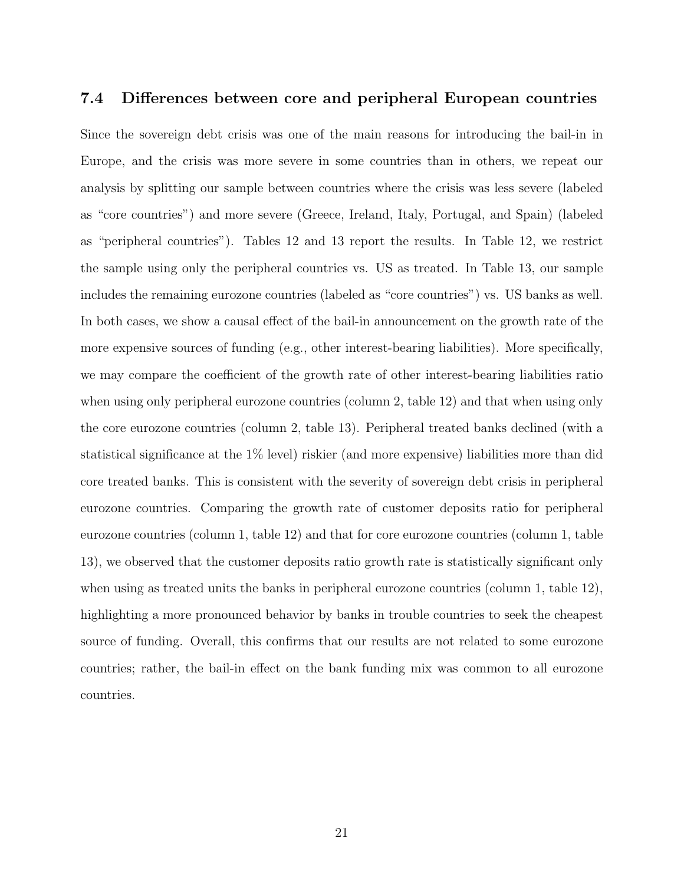### 7.4 Differences between core and peripheral European countries

Since the sovereign debt crisis was one of the main reasons for introducing the bail-in in Europe, and the crisis was more severe in some countries than in others, we repeat our analysis by splitting our sample between countries where the crisis was less severe (labeled as "core countries") and more severe (Greece, Ireland, Italy, Portugal, and Spain) (labeled as "peripheral countries"). Tables 12 and 13 report the results. In Table 12, we restrict the sample using only the peripheral countries vs. US as treated. In Table 13, our sample includes the remaining eurozone countries (labeled as "core countries") vs. US banks as well. In both cases, we show a causal effect of the bail-in announcement on the growth rate of the more expensive sources of funding (e.g., other interest-bearing liabilities). More specifically, we may compare the coefficient of the growth rate of other interest-bearing liabilities ratio when using only peripheral eurozone countries (column 2, table 12) and that when using only the core eurozone countries (column 2, table 13). Peripheral treated banks declined (with a statistical significance at the 1% level) riskier (and more expensive) liabilities more than did core treated banks. This is consistent with the severity of sovereign debt crisis in peripheral eurozone countries. Comparing the growth rate of customer deposits ratio for peripheral eurozone countries (column 1, table 12) and that for core eurozone countries (column 1, table 13), we observed that the customer deposits ratio growth rate is statistically significant only when using as treated units the banks in peripheral eurozone countries (column 1, table 12), highlighting a more pronounced behavior by banks in trouble countries to seek the cheapest source of funding. Overall, this confirms that our results are not related to some eurozone countries; rather, the bail-in effect on the bank funding mix was common to all eurozone countries.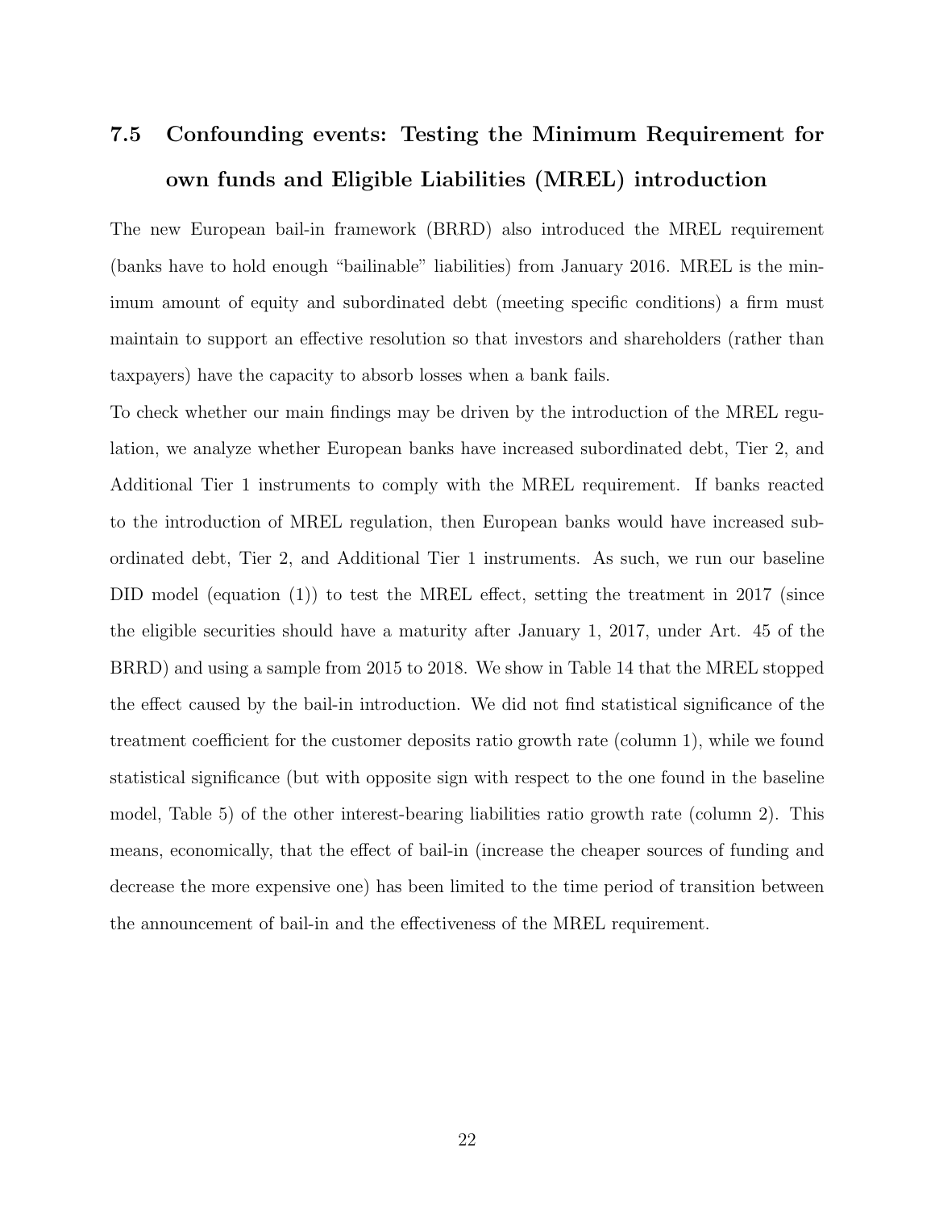### 7.5 Confounding events: Testing the Minimum Requirement for own funds and Eligible Liabilities (MREL) introduction

The new European bail-in framework (BRRD) also introduced the MREL requirement (banks have to hold enough "bailinable" liabilities) from January 2016. MREL is the minimum amount of equity and subordinated debt (meeting specific conditions) a firm must maintain to support an effective resolution so that investors and shareholders (rather than taxpayers) have the capacity to absorb losses when a bank fails.

To check whether our main findings may be driven by the introduction of the MREL regulation, we analyze whether European banks have increased subordinated debt, Tier 2, and Additional Tier 1 instruments to comply with the MREL requirement. If banks reacted to the introduction of MREL regulation, then European banks would have increased subordinated debt, Tier 2, and Additional Tier 1 instruments. As such, we run our baseline DID model (equation (1)) to test the MREL effect, setting the treatment in 2017 (since the eligible securities should have a maturity after January 1, 2017, under Art. 45 of the BRRD) and using a sample from 2015 to 2018. We show in Table 14 that the MREL stopped the effect caused by the bail-in introduction. We did not find statistical significance of the treatment coefficient for the customer deposits ratio growth rate (column 1), while we found statistical significance (but with opposite sign with respect to the one found in the baseline model, Table 5) of the other interest-bearing liabilities ratio growth rate (column 2). This means, economically, that the effect of bail-in (increase the cheaper sources of funding and decrease the more expensive one) has been limited to the time period of transition between the announcement of bail-in and the effectiveness of the MREL requirement.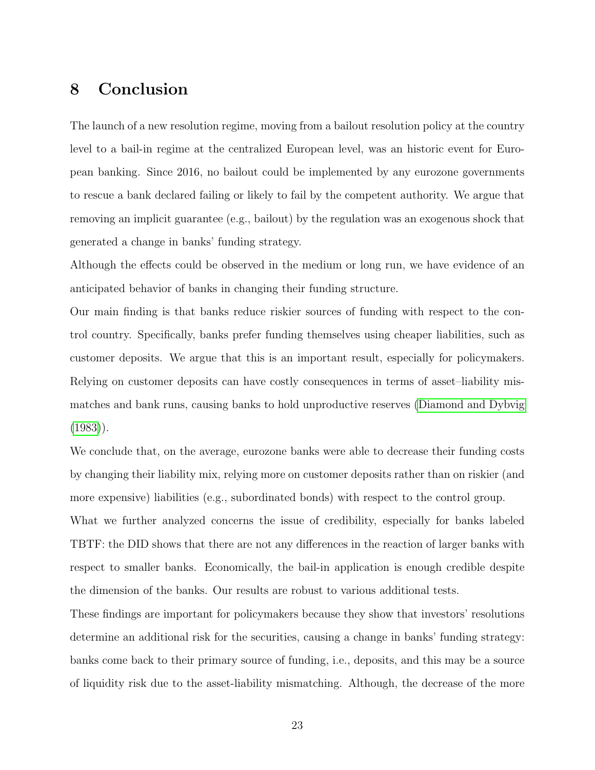# 8 Conclusion

The launch of a new resolution regime, moving from a bailout resolution policy at the country level to a bail-in regime at the centralized European level, was an historic event for European banking. Since 2016, no bailout could be implemented by any eurozone governments to rescue a bank declared failing or likely to fail by the competent authority. We argue that removing an implicit guarantee (e.g., bailout) by the regulation was an exogenous shock that generated a change in banks' funding strategy.

Although the effects could be observed in the medium or long run, we have evidence of an anticipated behavior of banks in changing their funding structure.

Our main finding is that banks reduce riskier sources of funding with respect to the control country. Specifically, banks prefer funding themselves using cheaper liabilities, such as customer deposits. We argue that this is an important result, especially for policymakers. Relying on customer deposits can have costly consequences in terms of asset–liability mismatches and bank runs, causing banks to hold unproductive reserves (Diamond and Dybvig (1983)).

We conclude that, on the average, eurozone banks were able to decrease their funding costs by changing their liability mix, relying more on customer deposits rather than on riskier (and more expensive) liabilities (e.g., subordinated bonds) with respect to the control group.

What we further analyzed concerns the issue of credibility, especially for banks labeled TBTF: the DID shows that there are not any differences in the reaction of larger banks with respect to smaller banks. Economically, the bail-in application is enough credible despite the dimension of the banks. Our results are robust to various additional tests.

These findings are important for policymakers because they show that investors' resolutions determine an additional risk for the securities, causing a change in banks' funding strategy: banks come back to their primary source of funding, i.e., deposits, and this may be a source of liquidity risk due to the asset-liability mismatching. Although, the decrease of the more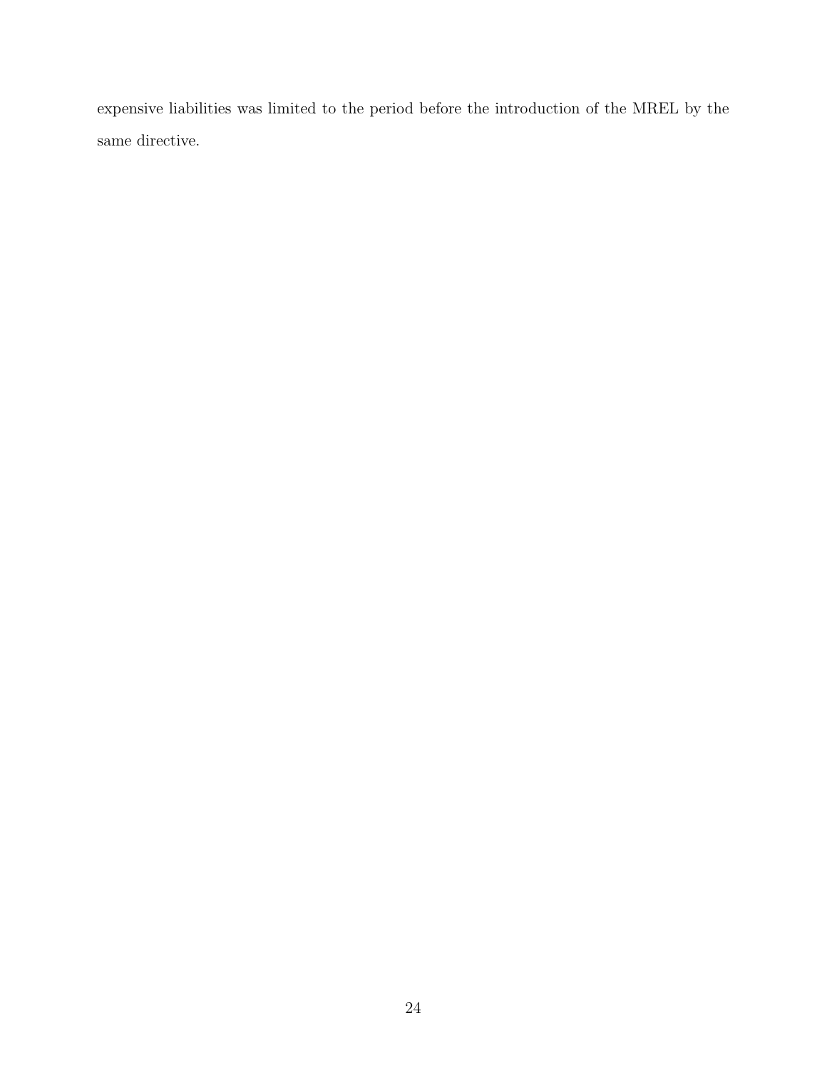expensive liabilities was limited to the period before the introduction of the MREL by the same directive.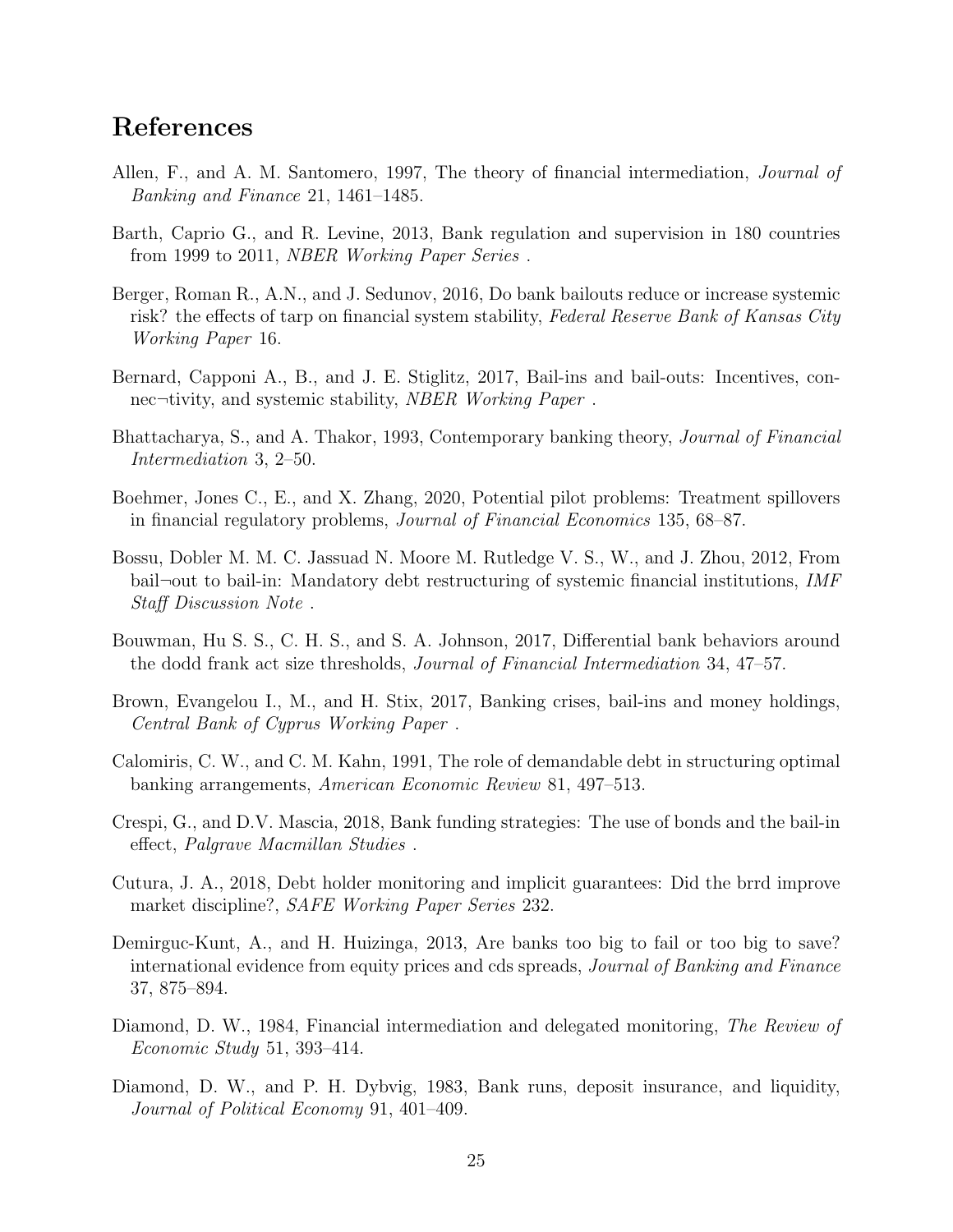## References

Allen, F., and A. M. Santomero, 1997, The theory of financial intermediation, *Journal of Banking and Finance* 21, 1461–1485.

Barth, Caprio G., and R. Levine, 2013, Bank regulation and supervision in 180 countries from 1999 to 2011, *NBER Working Paper Series* .

Berger, Roman R., A.N., and J. Sedunov, 2016, Do bank bailouts reduce or increase systemic risk? the effects of tarp on financial system stability, *Federal Reserve Bank of Kansas City Working Paper* 16.

Bernard, Capponi A., B., and J. E. Stiglitz, 2017, Bail-ins and bail-outs: Incentives, connec¬tivity, and systemic stability, *NBER Working Paper* .

Bhattacharya, S., and A. Thakor, 1993, Contemporary banking theory, *Journal of Financial Intermediation* 3, 2–50.

Boehmer, Jones C., E., and X. Zhang, 2020, Potential pilot problems: Treatment spillovers in financial regulatory problems, *Journal of Financial Economics* 135, 68–87.

Bossu, Dobler M. M. C. Jassuad N. Moore M. Rutledge V. S., W., and J. Zhou, 2012, From bail¬out to bail-in: Mandatory debt restructuring of systemic financial institutions, *IMF Staff Discussion Note* .

Bouwman, Hu S. S., C. H. S., and S. A. Johnson, 2017, Differential bank behaviors around the dodd frank act size thresholds, *Journal of Financial Intermediation* 34, 47–57.

Brown, Evangelou I., M., and H. Stix, 2017, Banking crises, bail-ins and money holdings, *Central Bank of Cyprus Working Paper* .

Calomiris, C. W., and C. M. Kahn, 1991, The role of demandable debt in structuring optimal banking arrangements, *American Economic Review* 81, 497–513.

Crespi, G., and D.V. Mascia, 2018, Bank funding strategies: The use of bonds and the bail-in effect, *Palgrave Macmillan Studies* .

Cutura, J. A., 2018, Debt holder monitoring and implicit guarantees: Did the brrd improve market discipline?, *SAFE Working Paper Series* 232.

Demirguc-Kunt, A., and H. Huizinga, 2013, Are banks too big to fail or too big to save? international evidence from equity prices and cds spreads, *Journal of Banking and Finance* 37, 875–894.

Diamond, D. W., 1984, Financial intermediation and delegated monitoring, *The Review of Economic Study* 51, 393–414.

Diamond, D. W., and P. H. Dybvig, 1983, Bank runs, deposit insurance, and liquidity, *Journal of Political Economy* 91, 401–409.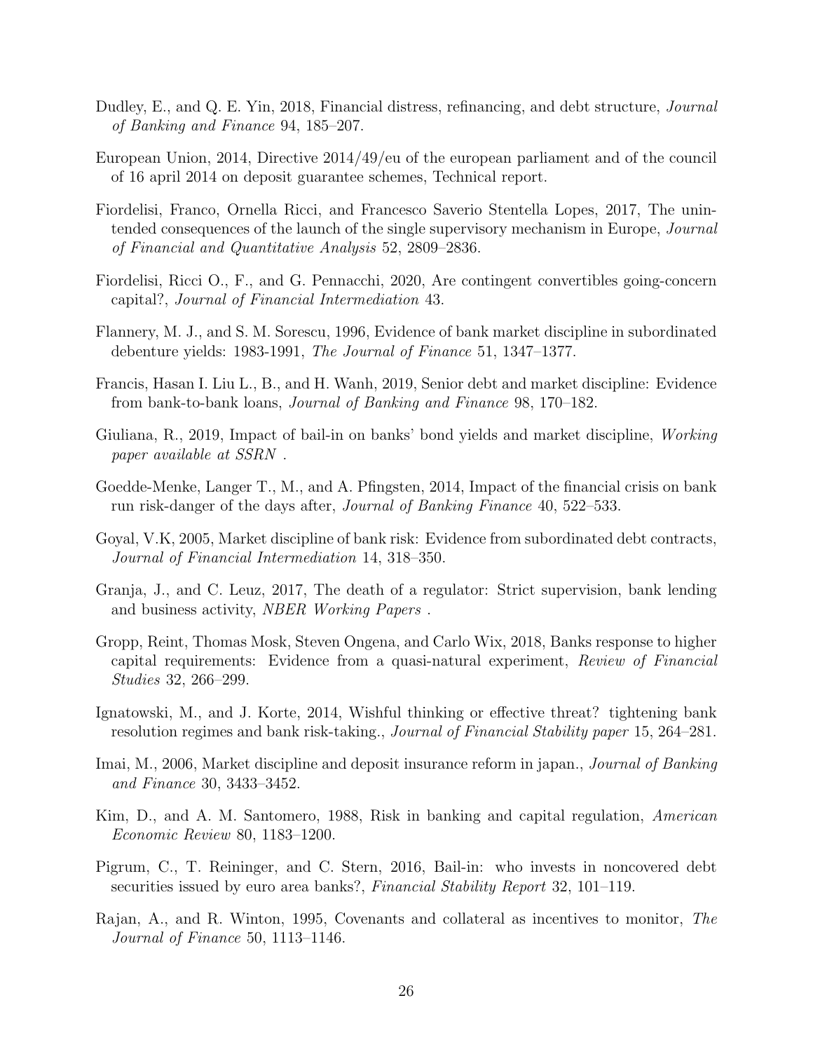Dudley, E., and Q. E. Yin, 2018, Financial distress, refinancing, and debt structure, *Journal of Banking and Finance* 94, 185–207.

European Union, 2014, Directive 2014/49/eu of the european parliament and of the council of 16 april 2014 on deposit guarantee schemes, Technical report.

Fiordelisi, Franco, Ornella Ricci, and Francesco Saverio Stentella Lopes, 2017, The unintended consequences of the launch of the single supervisory mechanism in Europe, *Journal of Financial and Quantitative Analysis* 52, 2809–2836.

Fiordelisi, Ricci O., F., and G. Pennacchi, 2020, Are contingent convertibles going-concern capital?, *Journal of Financial Intermediation* 43.

Flannery, M. J., and S. M. Sorescu, 1996, Evidence of bank market discipline in subordinated debenture yields: 1983-1991, *The Journal of Finance* 51, 1347–1377.

Francis, Hasan I. Liu L., B., and H. Wanh, 2019, Senior debt and market discipline: Evidence from bank-to-bank loans, *Journal of Banking and Finance* 98, 170–182.

Giuliana, R., 2019, Impact of bail-in on banks' bond yields and market discipline, *Working paper available at SSRN* .

Goedde-Menke, Langer T., M., and A. Pfingsten, 2014, Impact of the financial crisis on bank run risk-danger of the days after, *Journal of Banking Finance* 40, 522–533.

Goyal, V.K, 2005, Market discipline of bank risk: Evidence from subordinated debt contracts, *Journal of Financial Intermediation* 14, 318–350.

Granja, J., and C. Leuz, 2017, The death of a regulator: Strict supervision, bank lending and business activity, *NBER Working Papers* .

Gropp, Reint, Thomas Mosk, Steven Ongena, and Carlo Wix, 2018, Banks response to higher capital requirements: Evidence from a quasi-natural experiment, *Review of Financial Studies* 32, 266–299.

Ignatowski, M., and J. Korte, 2014, Wishful thinking or effective threat? tightening bank resolution regimes and bank risk-taking., *Journal of Financial Stability paper* 15, 264–281.

Imai, M., 2006, Market discipline and deposit insurance reform in japan., *Journal of Banking and Finance* 30, 3433–3452.

Kim, D., and A. M. Santomero, 1988, Risk in banking and capital regulation, *American Economic Review* 80, 1183–1200.

Pigrum, C., T. Reininger, and C. Stern, 2016, Bail-in: who invests in noncovered debt securities issued by euro area banks?, *Financial Stability Report* 32, 101–119.

Rajan, A., and R. Winton, 1995, Covenants and collateral as incentives to monitor, *The Journal of Finance* 50, 1113–1146.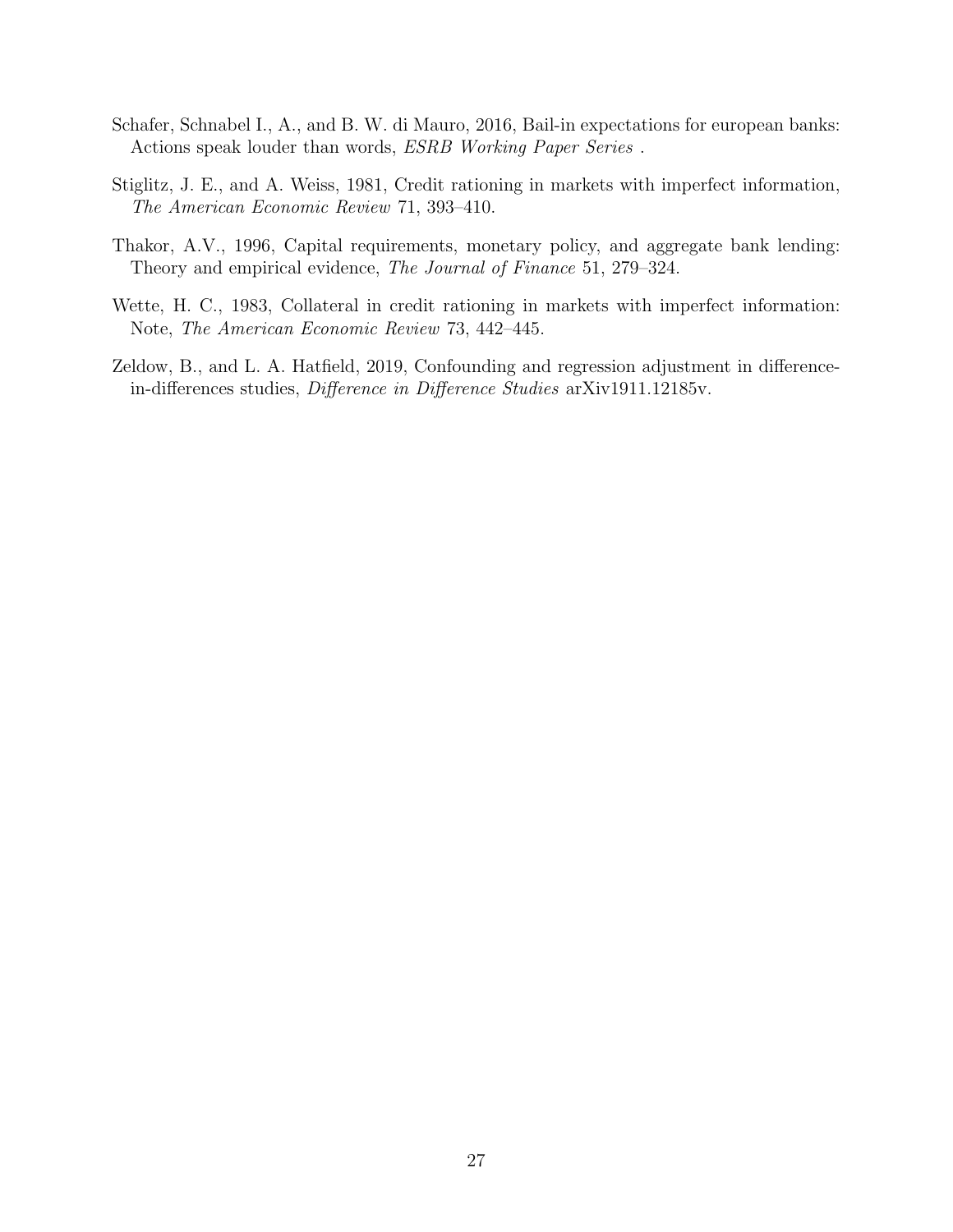Schafer, Schnabel I., A., and B. W. di Mauro, 2016, Bail-in expectations for european banks: Actions speak louder than words, *ESRB Working Paper Series* .

Stiglitz, J. E., and A. Weiss, 1981, Credit rationing in markets with imperfect information, *The American Economic Review* 71, 393–410.

Thakor, A.V., 1996, Capital requirements, monetary policy, and aggregate bank lending: Theory and empirical evidence, *The Journal of Finance* 51, 279–324.

Wette, H. C., 1983, Collateral in credit rationing in markets with imperfect information: Note, *The American Economic Review* 73, 442–445.

Zeldow, B., and L. A. Hatfield, 2019, Confounding and regression adjustment in difference-in-differences studies, *Difference in Difference Studies* arXiv1911.12185v.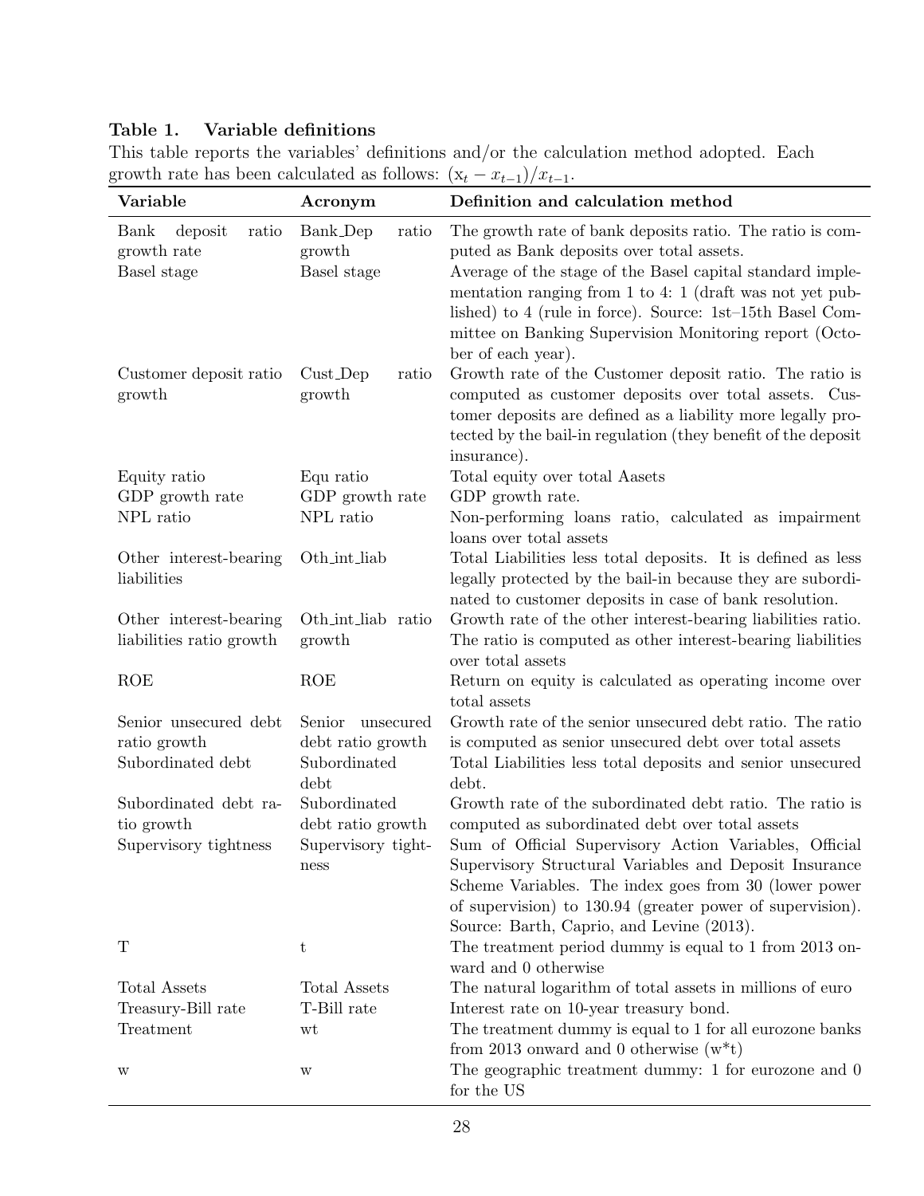**Table 1. Variable definitions**

This table reports the variables' definitions and/or the calculation method adopted. Each growth rate has been calculated as follows: $(x_t - x_{t-1})/x_{t-1}$.

| Variable | Acronym | Definition and calculation method |
|---|---|---|
| Bank deposit ratio growth rate | Bank_Dep ratio growth | The growth rate of bank deposits ratio. The ratio is computed as Bank deposits over total assets. |
| Basel stage | Basel stage | Average of the stage of the Basel capital standard implementation ranging from 1 to 4: 1 (draft was not yet published) to 4 (rule in force). Source: 1st–15th Basel Committee on Banking Supervision Monitoring report (October of each year). |
| Customer deposit ratio growth | Cust_Dep ratio growth | Growth rate of the Customer deposit ratio. The ratio is computed as customer deposits over total assets. Customer deposits are defined as a liability more legally protected by the bail-in regulation (they benefit of the deposit insurance). |
| Equity ratio | Equ ratio | Total equity over total Aasets |
| GDP growth rate | GDP growth rate | GDP growth rate. |
| NPL ratio | NPL ratio | Non-performing loans ratio, calculated as impairment loans over total assets |
| Other interest-bearing liabilities | Oth_int_liab | Total Liabilities less total deposits. It is defined as less legally protected by the bail-in because they are subordinated to customer deposits in case of bank resolution. |
| Other interest-bearing liabilities ratio growth | Oth_int_liab ratio growth | Growth rate of the other interest-bearing liabilities ratio. The ratio is computed as other interest-bearing liabilities over total assets |
| ROE | ROE | Return on equity is calculated as operating income over total assets |
| Senior unsecured debt ratio growth | Senior unsecured debt ratio growth | Growth rate of the senior unsecured debt ratio. The ratio is computed as senior unsecured debt over total assets |
| Subordinated debt | Subordinated debt | Total Liabilities less total deposits and senior unsecured debt. |
| Subordinated debt ratio growth | Subordinated debt ratio growth | Growth rate of the subordinated debt ratio. The ratio is computed as subordinated debt over total assets |
| Supervisory tightness | Supervisory tightness | Sum of Official Supervisory Action Variables, Official Supervisory Structural Variables and Deposit Insurance Scheme Variables. The index goes from 30 (lower power of supervision) to 130.94 (greater power of supervision). Source: Barth, Caprio, and Levine (2013). |
| T | t | The treatment period dummy is equal to 1 from 2013 onward and 0 otherwise |
| Total Assets | Total Assets | The natural logarithm of total assets in millions of euro |
| Treasury-Bill rate | T-Bill rate | Interest rate on 10-year treasury bond. |
| Treatment | wt | The treatment dummy is equal to 1 for all eurozone banks from 2013 onward and 0 otherwise (w*t) |
| w | w | The geographic treatment dummy: 1 for eurozone and 0 for the US |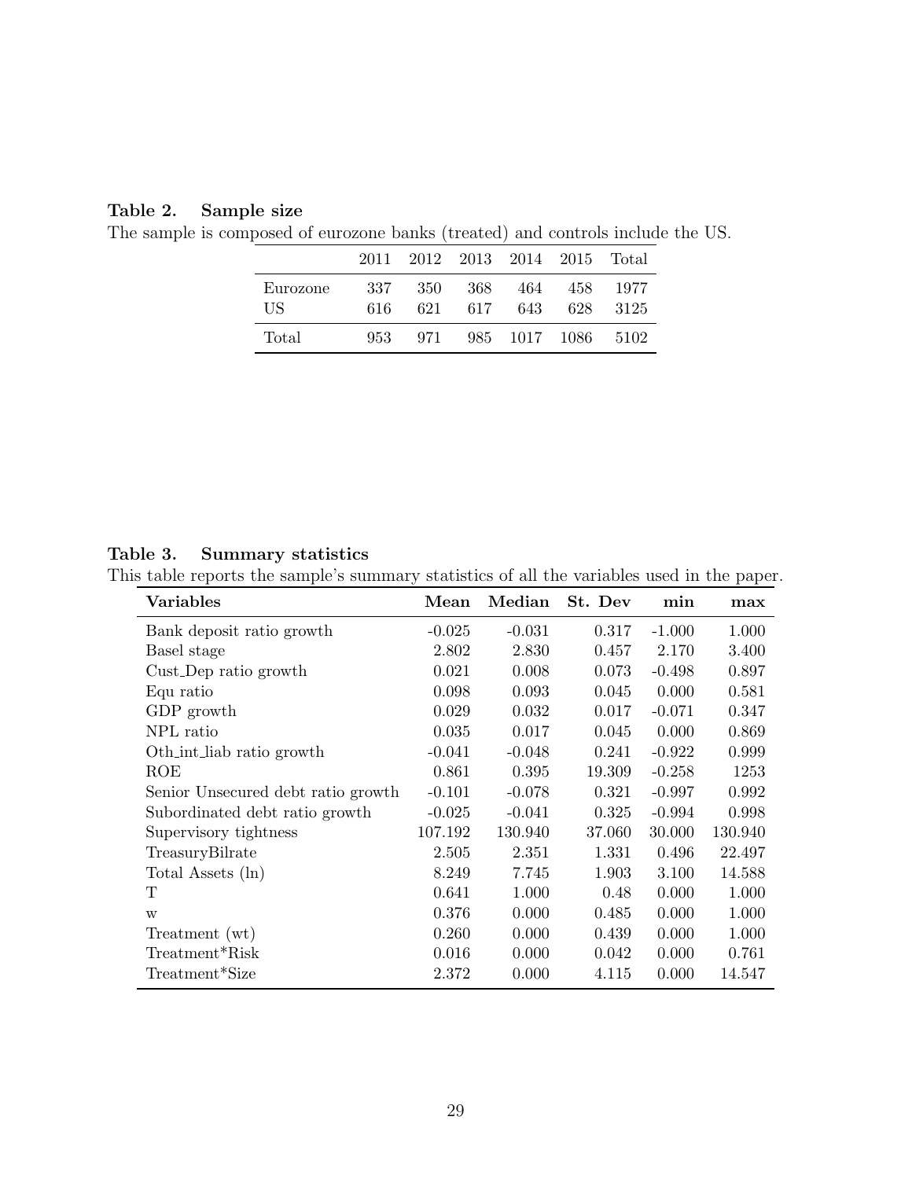**Table 2. Sample size**

The sample is composed of eurozone banks (treated) and controls include the US.

| | 2011 | 2012 | 2013 | 2014 | 2015 | Total |
|---|---|---|---|---|---|---|
| Eurozone | 337 | 350 | 368 | 464 | 458 | 1977 |
| US | 616 | 621 | 617 | 643 | 628 | 3125 |
| Total | 953 | 971 | 985 | 1017 | 1086 | 5102 |

**Table 3. Summary statistics**

This table reports the sample's summary statistics of all the variables used in the paper.

| **Variables** | **Mean** | **Median** | **St. Dev** | **min** | **max** |
|---|---|---|---|---|---|
| Bank deposit ratio growth | -0.025 | -0.031 | 0.317 | -1.000 | 1.000 |
| Basel stage | 2.802 | 2.830 | 0.457 | 2.170 | 3.400 |
| Cust_Dep ratio growth | 0.021 | 0.008 | 0.073 | -0.498 | 0.897 |
| Equ ratio | 0.098 | 0.093 | 0.045 | 0.000 | 0.581 |
| GDP growth | 0.029 | 0.032 | 0.017 | -0.071 | 0.347 |
| NPL ratio | 0.035 | 0.017 | 0.045 | 0.000 | 0.869 |
| Oth_int_liab ratio growth | -0.041 | -0.048 | 0.241 | -0.922 | 0.999 |
| ROE | 0.861 | 0.395 | 19.309 | -0.258 | 1253 |
| Senior Unsecured debt ratio growth | -0.101 | -0.078 | 0.321 | -0.997 | 0.992 |
| Subordinated debt ratio growth | -0.025 | -0.041 | 0.325 | -0.994 | 0.998 |
| Supervisory tightness | 107.192 | 130.940 | 37.060 | 30.000 | 130.940 |
| TreasuryBilrate | 2.505 | 2.351 | 1.331 | 0.496 | 22.497 |
| Total Assets (ln) | 8.249 | 7.745 | 1.903 | 3.100 | 14.588 |
| T | 0.641 | 1.000 | 0.48 | 0.000 | 1.000 |
| w | 0.376 | 0.000 | 0.485 | 0.000 | 1.000 |
| Treatment (wt) | 0.260 | 0.000 | 0.439 | 0.000 | 1.000 |
| Treatment*Risk | 0.016 | 0.000 | 0.042 | 0.000 | 0.761 |
| Treatment*Size | 2.372 | 0.000 | 4.115 | 0.000 | 14.547 |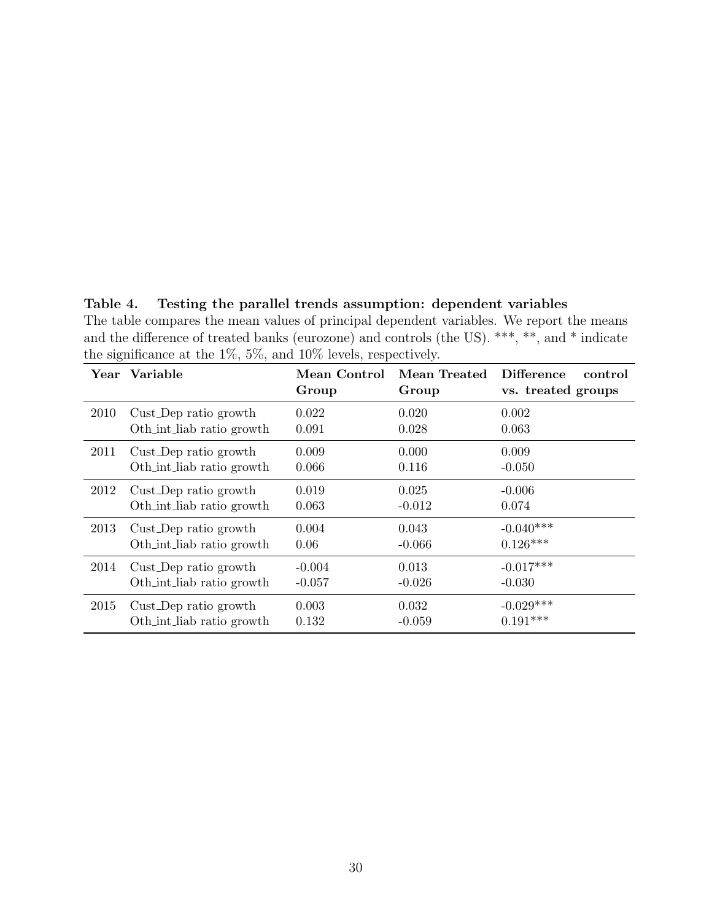**Table 4. Testing the parallel trends assumption: dependent variables**

The table compares the mean values of principal dependent variables. We report the means and the difference of treated banks (eurozone) and controls (the US). ***, **, and * indicate the significance at the 1%, 5%, and 10% levels, respectively.

| Year | Variable | Mean Control Group | Mean Treated Group | Difference control vs. treated groups |
|---|---|---|---|---|
| 2010 | Cust_Dep ratio growth | 0.022 | 0.020 | 0.002 |
| | Oth_int_liab ratio growth | 0.091 | 0.028 | 0.063 |
| 2011 | Cust_Dep ratio growth | 0.009 | 0.000 | 0.009 |
| | Oth_int_liab ratio growth | 0.066 | 0.116 | -0.050 |
| 2012 | Cust_Dep ratio growth | 0.019 | 0.025 | -0.006 |
| | Oth_int_liab ratio growth | 0.063 | -0.012 | 0.074 |
| 2013 | Cust_Dep ratio growth | 0.004 | 0.043 | -0.040*** |
| | Oth_int_liab ratio growth | 0.06 | -0.066 | 0.126*** |
| 2014 | Cust_Dep ratio growth | -0.004 | 0.013 | -0.017*** |
| | Oth_int_liab ratio growth | -0.057 | -0.026 | -0.030 |
| 2015 | Cust_Dep ratio growth | 0.003 | 0.032 | -0.029*** |
| | Oth_int_liab ratio growth | 0.132 | -0.059 | 0.191*** |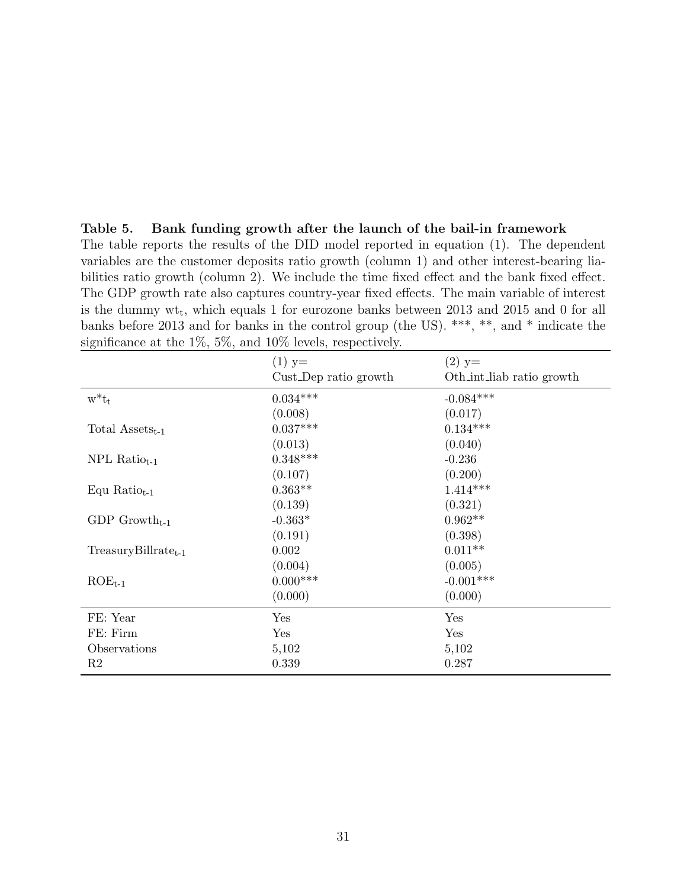**Table 5. Bank funding growth after the launch of the bail-in framework**

The table reports the results of the DID model reported in equation (1). The dependent variables are the customer deposits ratio growth (column 1) and other interest-bearing liabilities ratio growth (column 2). We include the time fixed effect and the bank fixed effect. The GDP growth rate also captures country-year fixed effects. The main variable of interest is the dummy $wt_t$, which equals 1 for eurozone banks between 2013 and 2015 and 0 for all banks before 2013 and for banks in the control group (the US). \*\*\*, \*\*, and \* indicate the significance at the 1%, 5%, and 10% levels, respectively.

| | (1) y= Cust_Dep ratio growth | (2) y= Oth_int_liab ratio growth |
|---|---|---|
| $w^*t_t$ | 0.034*** | -0.084*** |
| | (0.008) | (0.017) |
| Total $Assets_{t-1}$ | 0.037*** | 0.134*** |
| | (0.013) | (0.040) |
| NPL $Ratio_{t-1}$ | 0.348*** | -0.236 |
| | (0.107) | (0.200) |
| Equ $Ratio_{t-1}$ | 0.363** | 1.414*** |
| | (0.139) | (0.321) |
| GDP $Growth_{t-1}$ | -0.363* | 0.962** |
| | (0.191) | (0.398) |
| $TreasuryBillrate_{t-1}$ | 0.002 | 0.011** |
| | (0.004) | (0.005) |
| $ROE_{t-1}$ | 0.000*** | -0.001*** |
| | (0.000) | (0.000) |
| FE: Year | Yes | Yes |
| FE: Firm | Yes | Yes |
| Observations | 5,102 | 5,102 |
| R2 | 0.339 | 0.287 |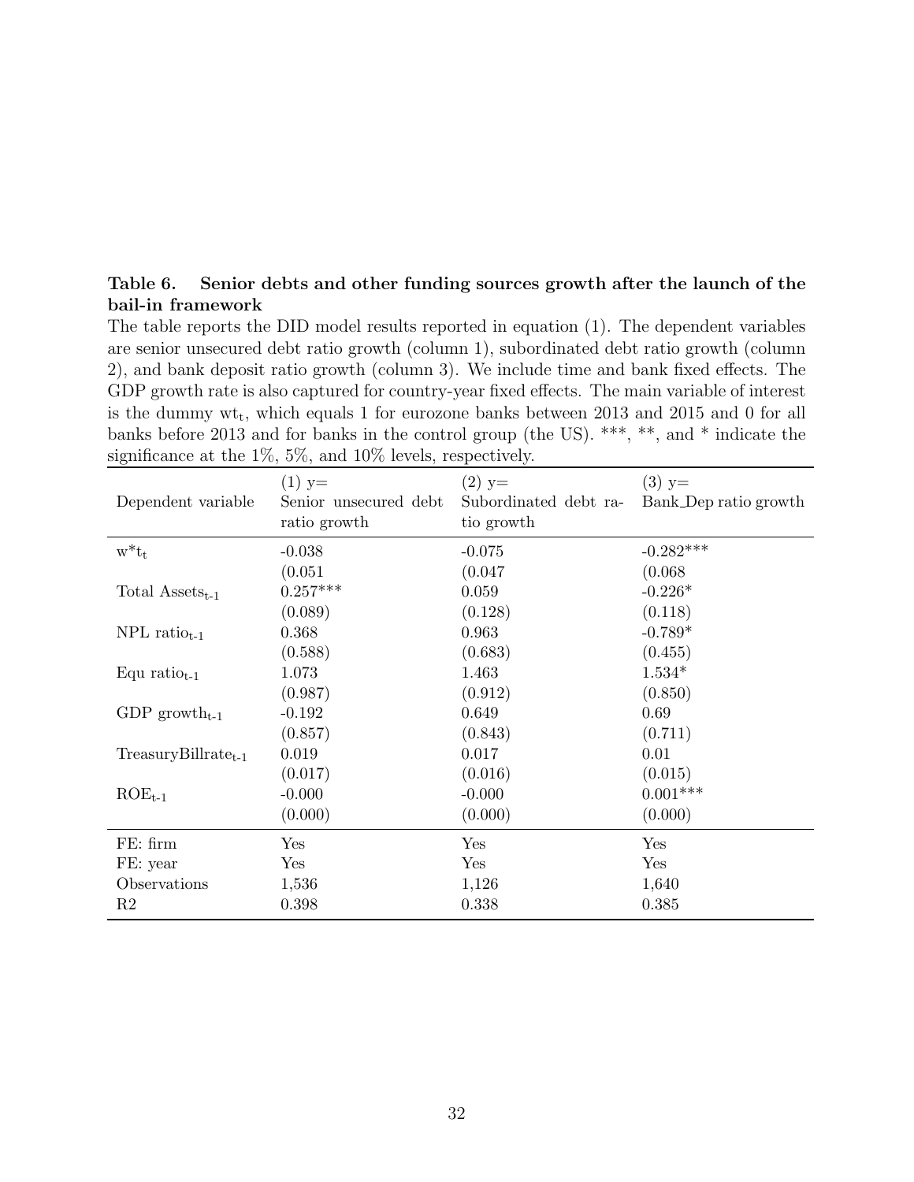**Table 6. Senior debts and other funding sources growth after the launch of the bail-in framework**

The table reports the DID model results reported in equation (1). The dependent variables are senior unsecured debt ratio growth (column 1), subordinated debt ratio growth (column 2), and bank deposit ratio growth (column 3). We include time and bank fixed effects. The GDP growth rate is also captured for country-year fixed effects. The main variable of interest is the dummy $wt_t$, which equals 1 for eurozone banks between 2013 and 2015 and 0 for all banks before 2013 and for banks in the control group (the US). ***, **, and * indicate the significance at the 1%, 5%, and 10% levels, respectively.

| Dependent variable | (1) y= Senior unsecured debt ratio growth | (2) y= Subordinated debt ratio growth | (3) y= Bank_Dep ratio growth |
|---|---|---|---|
| $w^*t_t$ | -0.038 | -0.075 | -0.282*** |
| | (0.051 | (0.047 | (0.068 |
| Total $Assets_{t-1}$ | 0.257*** | 0.059 | -0.226* |
| | (0.089) | (0.128) | (0.118) |
| NPL $ratio_{t-1}$ | 0.368 | 0.963 | -0.789* |
| | (0.588) | (0.683) | (0.455) |
| Equ $ratio_{t-1}$ | 1.073 | 1.463 | 1.534* |
| | (0.987) | (0.912) | (0.850) |
| GDP $growth_{t-1}$ | -0.192 | 0.649 | 0.69 |
| | (0.857) | (0.843) | (0.711) |
| $TreasuryBillrate_{t-1}$ | 0.019 | 0.017 | 0.01 |
| | (0.017) | (0.016) | (0.015) |
| $ROE_{t-1}$ | -0.000 | -0.000 | 0.001*** |
| | (0.000) | (0.000) | (0.000) |
| FE: firm | Yes | Yes | Yes |
| FE: year | Yes | Yes | Yes |
| Observations | 1,536 | 1,126 | 1,640 |
| R2 | 0.398 | 0.338 | 0.385 |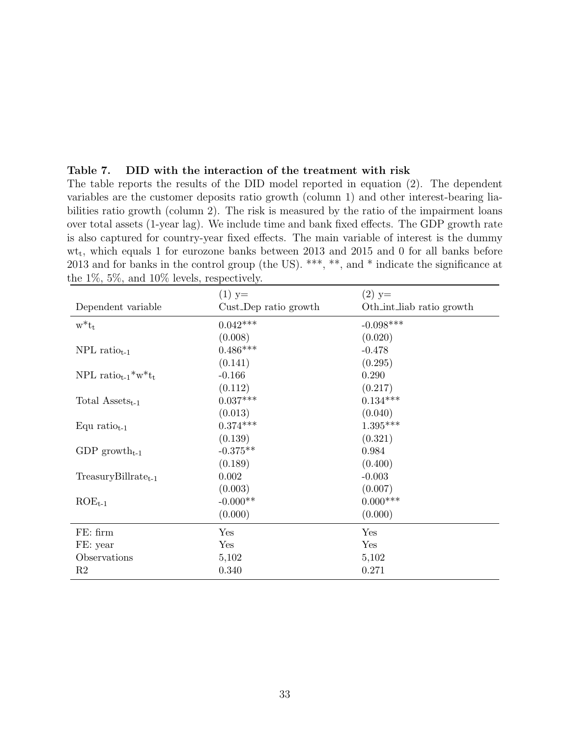**Table 7. DID with the interaction of the treatment with risk**

The table reports the results of the DID model reported in equation (2). The dependent variables are the customer deposits ratio growth (column 1) and other interest-bearing liabilities ratio growth (column 2). The risk is measured by the ratio of the impairment loans over total assets (1-year lag). We include time and bank fixed effects. The GDP growth rate is also captured for country-year fixed effects. The main variable of interest is the dummy $wt_t$, which equals 1 for eurozone banks between 2013 and 2015 and 0 for all banks before 2013 and for banks in the control group (the US). \*\*\*, \*\*, and \* indicate the significance at the 1%, 5%, and 10% levels, respectively.

| Dependent variable | (1) y= Cust_Dep ratio growth | (2) y= Oth_int_liab ratio growth |
|---|---|---|
| $w^*t_t$ | 0.042\*\*\* | -0.098\*\*\* |
| | (0.008) | (0.020) |
| NPL $ratio_{t-1}$ | 0.486\*\*\* | -0.478 |
| | (0.141) | (0.295) |
| NPL $ratio_{t-1}{}^*w^*t_t$ | -0.166 | 0.290 |
| | (0.112) | (0.217) |
| Total $Assets_{t-1}$ | 0.037\*\*\* | 0.134\*\*\* |
| | (0.013) | (0.040) |
| Equ $ratio_{t-1}$ | 0.374\*\*\* | 1.395\*\*\* |
| | (0.139) | (0.321) |
| GDP $growth_{t-1}$ | -0.375\*\* | 0.984 |
| | (0.189) | (0.400) |
| $TreasuryBillrate_{t-1}$ | 0.002 | -0.003 |
| | (0.003) | (0.007) |
| $ROE_{t-1}$ | -0.000\*\* | 0.000\*\*\* |
| | (0.000) | (0.000) |
| FE: firm | Yes | Yes |
| FE: year | Yes | Yes |
| Observations | 5,102 | 5,102 |
| R2 | 0.340 | 0.271 |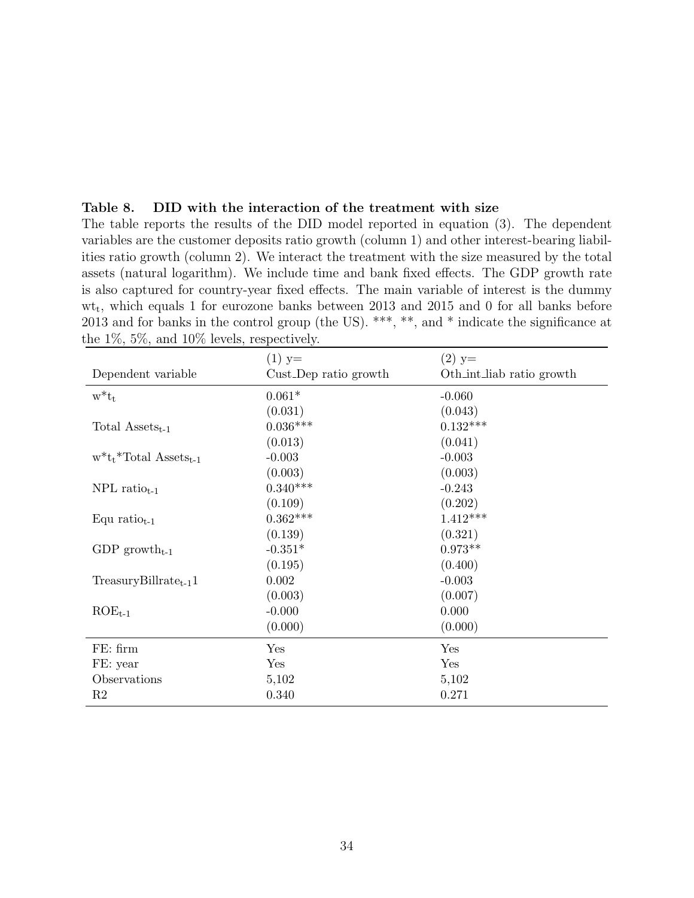**Table 8. DID with the interaction of the treatment with size**

The table reports the results of the DID model reported in equation (3). The dependent variables are the customer deposits ratio growth (column 1) and other interest-bearing liabilities ratio growth (column 2). We interact the treatment with the size measured by the total assets (natural logarithm). We include time and bank fixed effects. The GDP growth rate is also captured for country-year fixed effects. The main variable of interest is the dummy $wt_t$, which equals 1 for eurozone banks between 2013 and 2015 and 0 for all banks before 2013 and for banks in the control group (the US). ***, **, and * indicate the significance at the 1%, 5%, and 10% levels, respectively.

| Dependent variable | (1) y= Cust_Dep ratio growth | (2) y= Oth_int_liab ratio growth |
|---|---|---|
| $w^*t_t$ | 0.061* | -0.060 |
| | (0.031) | (0.043) |
| Total $\text{Assets}_{t\text{-}1}$ | 0.036*** | 0.132*** |
| | (0.013) | (0.041) |
| $w^*t_t$*Total $\text{Assets}_{t\text{-}1}$ | -0.003 | -0.003 |
| | (0.003) | (0.003) |
| NPL $\text{ratio}_{t\text{-}1}$ | 0.340*** | -0.243 |
| | (0.109) | (0.202) |
| Equ $\text{ratio}_{t\text{-}1}$ | 0.362*** | 1.412*** |
| | (0.139) | (0.321) |
| GDP $\text{growth}_{t\text{-}1}$ | -0.351* | 0.973** |
| | (0.195) | (0.400) |
| $\text{TreasuryBillrate}_{t\text{-}1}1$ | 0.002 | -0.003 |
| | (0.003) | (0.007) |
| $\text{ROE}_{t\text{-}1}$ | -0.000 | 0.000 |
| | (0.000) | (0.000) |
| FE: firm | Yes | Yes |
| FE: year | Yes | Yes |
| Observations | 5,102 | 5,102 |
| R2 | 0.340 | 0.271 |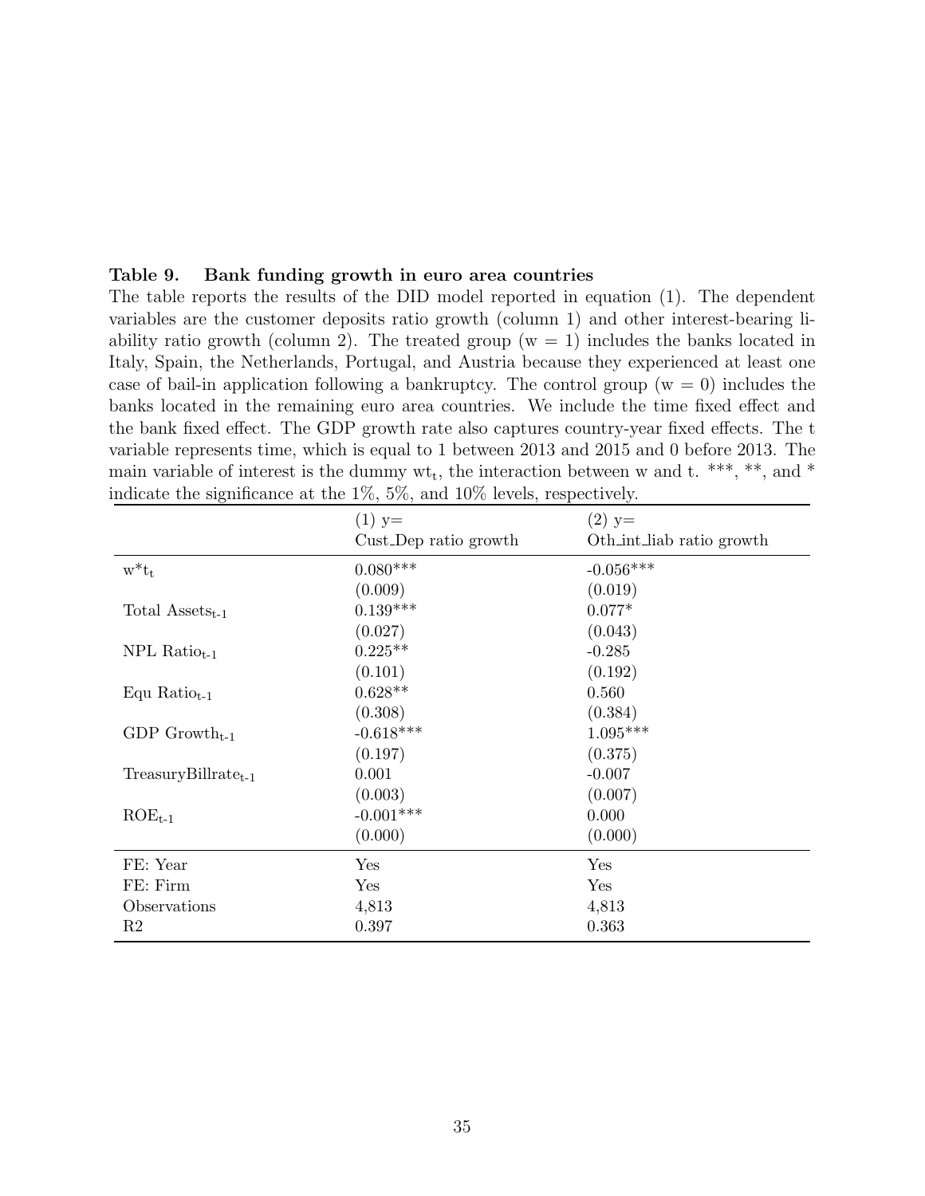**Table 9. Bank funding growth in euro area countries**

The table reports the results of the DID model reported in equation (1). The dependent variables are the customer deposits ratio growth (column 1) and other interest-bearing liability ratio growth (column 2). The treated group (w = 1) includes the banks located in Italy, Spain, the Netherlands, Portugal, and Austria because they experienced at least one case of bail-in application following a bankruptcy. The control group (w = 0) includes the banks located in the remaining euro area countries. We include the time fixed effect and the bank fixed effect. The GDP growth rate also captures country-year fixed effects. The t variable represents time, which is equal to 1 between 2013 and 2015 and 0 before 2013. The main variable of interest is the dummy $wt_t$, the interaction between w and t. ***, **, and * indicate the significance at the 1%, 5%, and 10% levels, respectively.

| | (1) y= Cust_Dep ratio growth | (2) y= Oth_int_liab ratio growth |
|---|---|---|
| $w^*t_t$ | 0.080*** | -0.056*** |
| | (0.009) | (0.019) |
| Total $\text{Assets}_{t-1}$ | 0.139*** | 0.077* |
| | (0.027) | (0.043) |
| NPL $\text{Ratio}_{t-1}$ | 0.225** | -0.285 |
| | (0.101) | (0.192) |
| Equ $\text{Ratio}_{t-1}$ | 0.628** | 0.560 |
| | (0.308) | (0.384) |
| GDP $\text{Growth}_{t-1}$ | -0.618*** | 1.095*** |
| | (0.197) | (0.375) |
| $\text{TreasuryBillrate}_{t-1}$ | 0.001 | -0.007 |
| | (0.003) | (0.007) |
| $\text{ROE}_{t-1}$ | -0.001*** | 0.000 |
| | (0.000) | (0.000) |
| FE: Year | Yes | Yes |
| FE: Firm | Yes | Yes |
| Observations | 4,813 | 4,813 |
| R2 | 0.397 | 0.363 |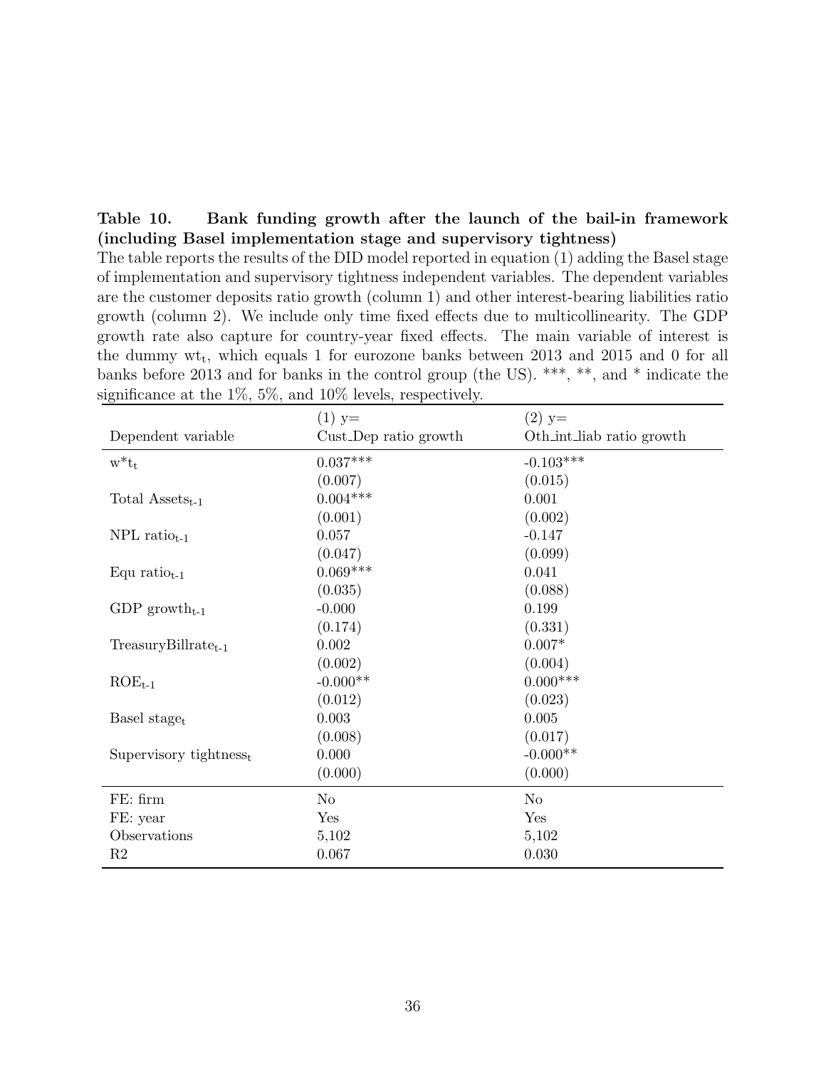**Table 10. Bank funding growth after the launch of the bail-in framework (including Basel implementation stage and supervisory tightness)**

The table reports the results of the DID model reported in equation (1) adding the Basel stage of implementation and supervisory tightness independent variables. The dependent variables are the customer deposits ratio growth (column 1) and other interest-bearing liabilities ratio growth (column 2). We include only time fixed effects due to multicollinearity. The GDP growth rate also capture for country-year fixed effects. The main variable of interest is the dummy $wt_t$, which equals 1 for eurozone banks between 2013 and 2015 and 0 for all banks before 2013 and for banks in the control group (the US). ***, **, and * indicate the significance at the 1%, 5%, and 10% levels, respectively.

| Dependent variable | (1) y= Cust_Dep ratio growth | (2) y= Oth_int_liab ratio growth |
|---|---|---|
| $w^*t_t$ | 0.037*** | -0.103*** |
| | (0.007) | (0.015) |
| Total $\text{Assets}_{t-1}$ | 0.004*** | 0.001 |
| | (0.001) | (0.002) |
| NPL $\text{ratio}_{t-1}$ | 0.057 | -0.147 |
| | (0.047) | (0.099) |
| Equ $\text{ratio}_{t-1}$ | 0.069*** | 0.041 |
| | (0.035) | (0.088) |
| GDP $\text{growth}_{t-1}$ | -0.000 | 0.199 |
| | (0.174) | (0.331) |
| $\text{TreasuryBillrate}_{t-1}$ | 0.002 | 0.007* |
| | (0.002) | (0.004) |
| $\text{ROE}_{t-1}$ | -0.000** | 0.000*** |
| | (0.012) | (0.023) |
| Basel $\text{stage}_t$ | 0.003 | 0.005 |
| | (0.008) | (0.017) |
| Supervisory $\text{tightness}_t$ | 0.000 | -0.000** |
| | (0.000) | (0.000) |
| FE: firm | No | No |
| FE: year | Yes | Yes |
| Observations | 5,102 | 5,102 |
| R2 | 0.067 | 0.030 |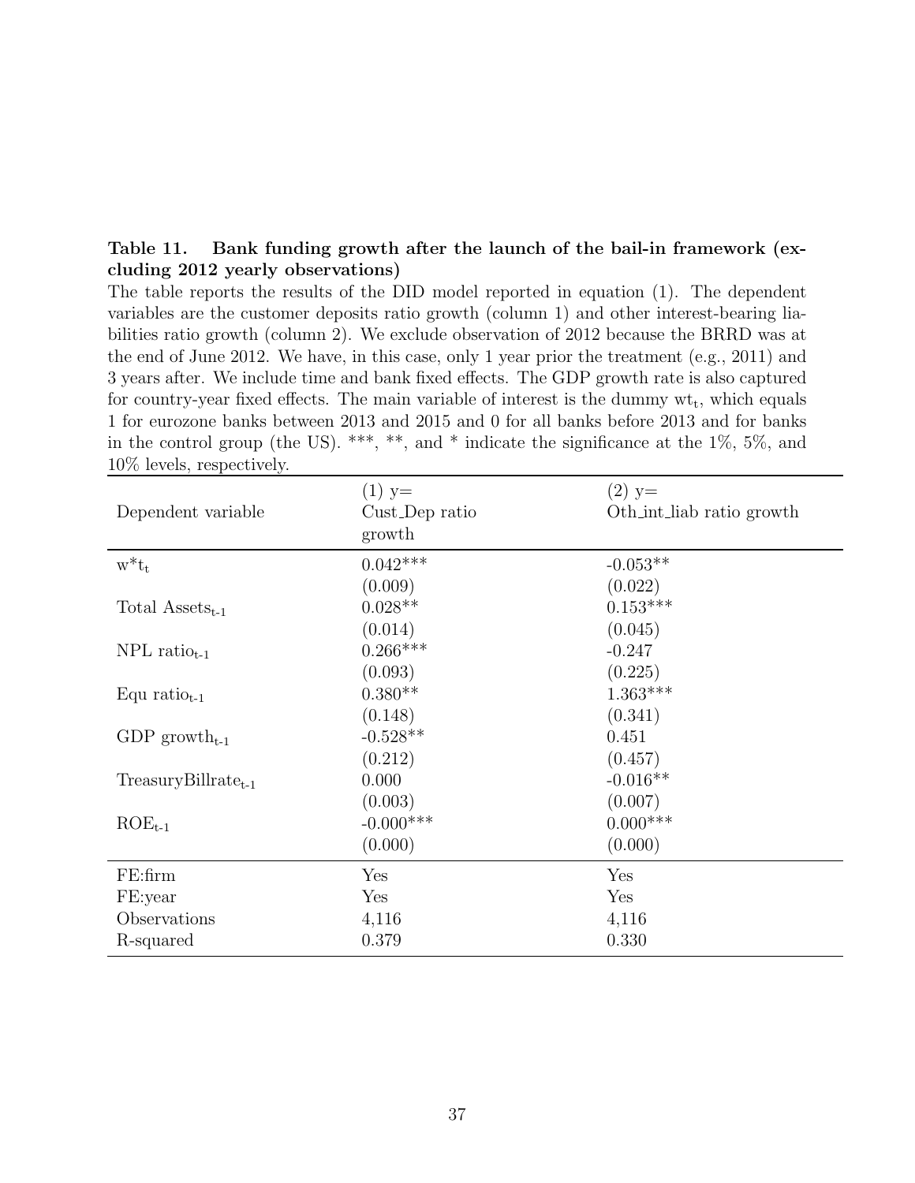**Table 11. Bank funding growth after the launch of the bail-in framework (excluding 2012 yearly observations)**

The table reports the results of the DID model reported in equation (1). The dependent variables are the customer deposits ratio growth (column 1) and other interest-bearing liabilities ratio growth (column 2). We exclude observation of 2012 because the BRRD was at the end of June 2012. We have, in this case, only 1 year prior the treatment (e.g., 2011) and 3 years after. We include time and bank fixed effects. The GDP growth rate is also captured for country-year fixed effects. The main variable of interest is the dummy $wt_t$, which equals 1 for eurozone banks between 2013 and 2015 and 0 for all banks before 2013 and for banks in the control group (the US). ***, **, and * indicate the significance at the 1%, 5%, and 10% levels, respectively.

| Dependent variable | (1) y= Cust_Dep ratio growth | (2) y= Oth_int_liab ratio growth |
|---|---|---|
| $w^*t_t$ | 0.042*** | -0.053** |
| | (0.009) | (0.022) |
| Total $\text{Assets}_{t\text{-}1}$ | 0.028** | 0.153*** |
| | (0.014) | (0.045) |
| NPL $\text{ratio}_{t\text{-}1}$ | 0.266*** | -0.247 |
| | (0.093) | (0.225) |
| Equ $\text{ratio}_{t\text{-}1}$ | 0.380** | 1.363*** |
| | (0.148) | (0.341) |
| GDP $\text{growth}_{t\text{-}1}$ | -0.528** | 0.451 |
| | (0.212) | (0.457) |
| $\text{TreasuryBillrate}_{t\text{-}1}$ | 0.000 | -0.016** |
| | (0.003) | (0.007) |
| $\text{ROE}_{t\text{-}1}$ | -0.000*** | 0.000*** |
| | (0.000) | (0.000) |
| FE:firm | Yes | Yes |
| FE:year | Yes | Yes |
| Observations | 4,116 | 4,116 |
| R-squared | 0.379 | 0.330 |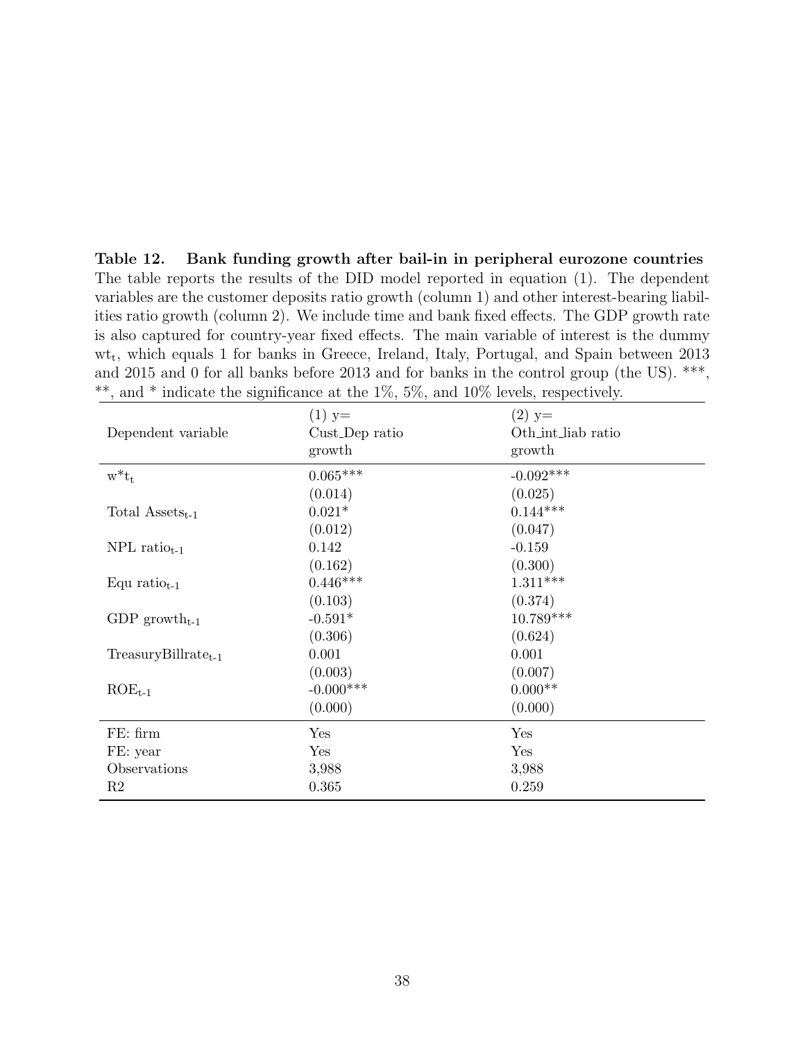**Table 12. Bank funding growth after bail-in in peripheral eurozone countries**
The table reports the results of the DID model reported in equation (1). The dependent variables are the customer deposits ratio growth (column 1) and other interest-bearing liabilities ratio growth (column 2). We include time and bank fixed effects. The GDP growth rate is also captured for country-year fixed effects. The main variable of interest is the dummy $wt_t$, which equals 1 for banks in Greece, Ireland, Italy, Portugal, and Spain between 2013 and 2015 and 0 for all banks before 2013 and for banks in the control group (the US). ***, **, and * indicate the significance at the 1%, 5%, and 10% levels, respectively.

| Dependent variable | (1) y= Cust_Dep ratio growth | (2) y= Oth_int_liab ratio growth |
|---|---|---|
| $w^*t_t$ | 0.065*** | -0.092*** |
| | (0.014) | (0.025) |
| Total $Assets_{t-1}$ | 0.021* | 0.144*** |
| | (0.012) | (0.047) |
| NPL $ratio_{t-1}$ | 0.142 | -0.159 |
| | (0.162) | (0.300) |
| Equ $ratio_{t-1}$ | 0.446*** | 1.311*** |
| | (0.103) | (0.374) |
| GDP $growth_{t-1}$ | -0.591* | 10.789*** |
| | (0.306) | (0.624) |
| $TreasuryBillrate_{t-1}$ | 0.001 | 0.001 |
| | (0.003) | (0.007) |
| $ROE_{t-1}$ | -0.000*** | 0.000** |
| | (0.000) | (0.000) |
| FE: firm | Yes | Yes |
| FE: year | Yes | Yes |
| Observations | 3,988 | 3,988 |
| R2 | 0.365 | 0.259 |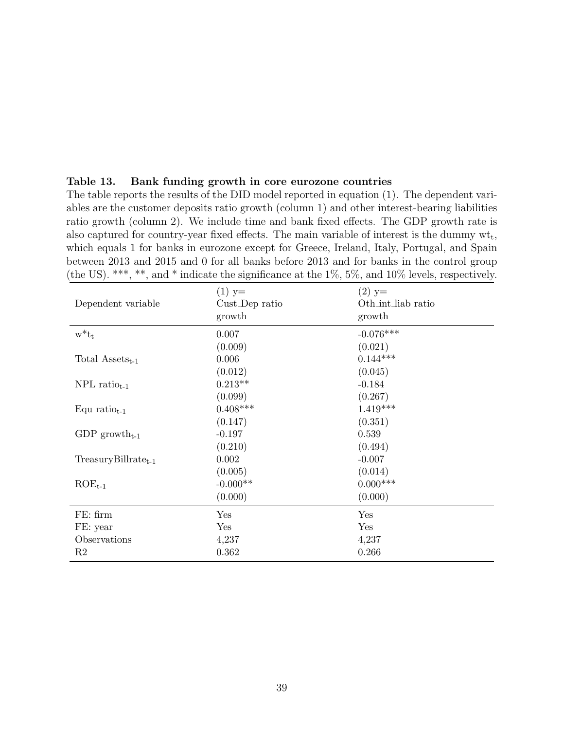**Table 13. Bank funding growth in core eurozone countries**

The table reports the results of the DID model reported in equation (1). The dependent variables are the customer deposits ratio growth (column 1) and other interest-bearing liabilities ratio growth (column 2). We include time and bank fixed effects. The GDP growth rate is also captured for country-year fixed effects. The main variable of interest is the dummy $wt_t$, which equals 1 for banks in eurozone except for Greece, Ireland, Italy, Portugal, and Spain between 2013 and 2015 and 0 for all banks before 2013 and for banks in the control group (the US). ***, **, and * indicate the significance at the 1%, 5%, and 10% levels, respectively.

| Dependent variable | (1) y= Cust_Dep ratio growth | (2) y= Oth_int_liab ratio growth |
|---|---|---|
| $w^*t_t$ | 0.007 | -0.076*** |
| | (0.009) | (0.021) |
| Total $\text{Assets}_{t-1}$ | 0.006 | 0.144*** |
| | (0.012) | (0.045) |
| NPL $\text{ratio}_{t-1}$ | 0.213** | -0.184 |
| | (0.099) | (0.267) |
| Equ $\text{ratio}_{t-1}$ | 0.408*** | 1.419*** |
| | (0.147) | (0.351) |
| GDP $\text{growth}_{t-1}$ | -0.197 | 0.539 |
| | (0.210) | (0.494) |
| $\text{TreasuryBillrate}_{t-1}$ | 0.002 | -0.007 |
| | (0.005) | (0.014) |
| $\text{ROE}_{t-1}$ | -0.000** | 0.000*** |
| | (0.000) | (0.000) |
| FE: firm | Yes | Yes |
| FE: year | Yes | Yes |
| Observations | 4,237 | 4,237 |
| R2 | 0.362 | 0.266 |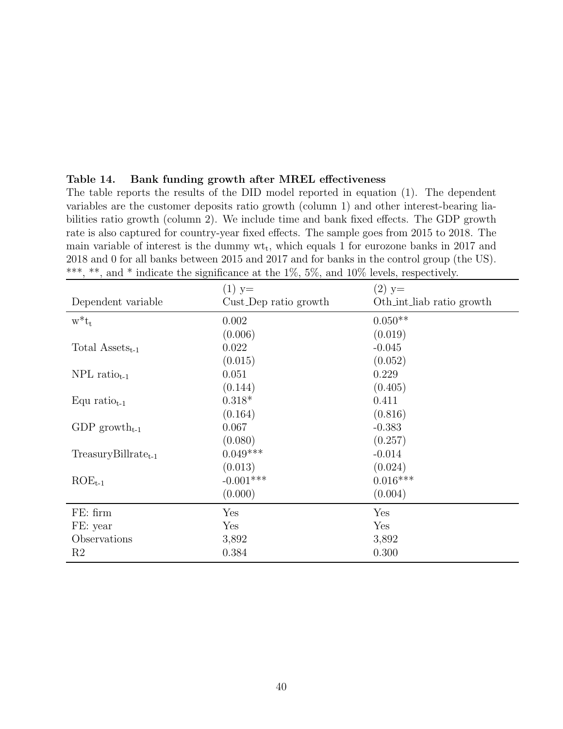**Table 14. Bank funding growth after MREL effectiveness**

The table reports the results of the DID model reported in equation (1). The dependent variables are the customer deposits ratio growth (column 1) and other interest-bearing liabilities ratio growth (column 2). We include time and bank fixed effects. The GDP growth rate is also captured for country-year fixed effects. The sample goes from 2015 to 2018. The main variable of interest is the dummy $wt_t$, which equals 1 for eurozone banks in 2017 and 2018 and 0 for all banks between 2015 and 2017 and for banks in the control group (the US). ***, **, and * indicate the significance at the 1%, 5%, and 10% levels, respectively.

| Dependent variable | (1) y= Cust_Dep ratio growth | (2) y= Oth_int_liab ratio growth |
|---|---|---|
| $w^*t_t$ | 0.002 | 0.050** |
| | (0.006) | (0.019) |
| Total $\text{Assets}_{t\text{-}1}$ | 0.022 | -0.045 |
| | (0.015) | (0.052) |
| NPL $\text{ratio}_{t\text{-}1}$ | 0.051 | 0.229 |
| | (0.144) | (0.405) |
| Equ $\text{ratio}_{t\text{-}1}$ | 0.318* | 0.411 |
| | (0.164) | (0.816) |
| GDP $\text{growth}_{t\text{-}1}$ | 0.067 | -0.383 |
| | (0.080) | (0.257) |
| $\text{TreasuryBillrate}_{t\text{-}1}$ | 0.049*** | -0.014 |
| | (0.013) | (0.024) |
| $\text{ROE}_{t\text{-}1}$ | -0.001*** | 0.016*** |
| | (0.000) | (0.004) |
| FE: firm | Yes | Yes |
| FE: year | Yes | Yes |
| Observations | 3,892 | 3,892 |
| R2 | 0.384 | 0.300 |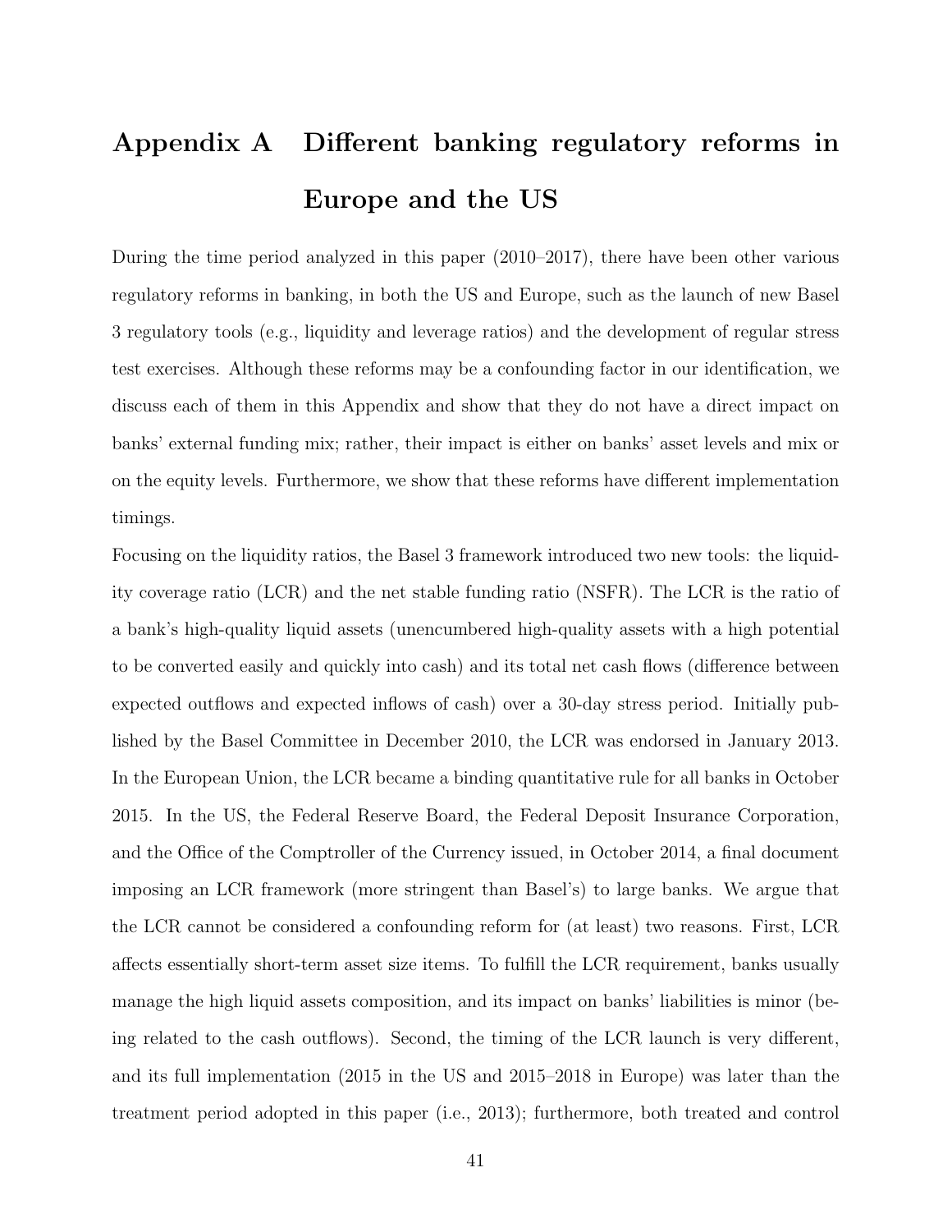# Appendix A Different banking regulatory reforms in Europe and the US

During the time period analyzed in this paper (2010–2017), there have been other various regulatory reforms in banking, in both the US and Europe, such as the launch of new Basel 3 regulatory tools (e.g., liquidity and leverage ratios) and the development of regular stress test exercises. Although these reforms may be a confounding factor in our identification, we discuss each of them in this Appendix and show that they do not have a direct impact on banks' external funding mix; rather, their impact is either on banks' asset levels and mix or on the equity levels. Furthermore, we show that these reforms have different implementation timings.

Focusing on the liquidity ratios, the Basel 3 framework introduced two new tools: the liquidity coverage ratio (LCR) and the net stable funding ratio (NSFR). The LCR is the ratio of a bank's high-quality liquid assets (unencumbered high-quality assets with a high potential to be converted easily and quickly into cash) and its total net cash flows (difference between expected outflows and expected inflows of cash) over a 30-day stress period. Initially published by the Basel Committee in December 2010, the LCR was endorsed in January 2013. In the European Union, the LCR became a binding quantitative rule for all banks in October 2015. In the US, the Federal Reserve Board, the Federal Deposit Insurance Corporation, and the Office of the Comptroller of the Currency issued, in October 2014, a final document imposing an LCR framework (more stringent than Basel's) to large banks. We argue that the LCR cannot be considered a confounding reform for (at least) two reasons. First, LCR affects essentially short-term asset size items. To fulfill the LCR requirement, banks usually manage the high liquid assets composition, and its impact on banks' liabilities is minor (being related to the cash outflows). Second, the timing of the LCR launch is very different, and its full implementation (2015 in the US and 2015–2018 in Europe) was later than the treatment period adopted in this paper (i.e., 2013); furthermore, both treated and control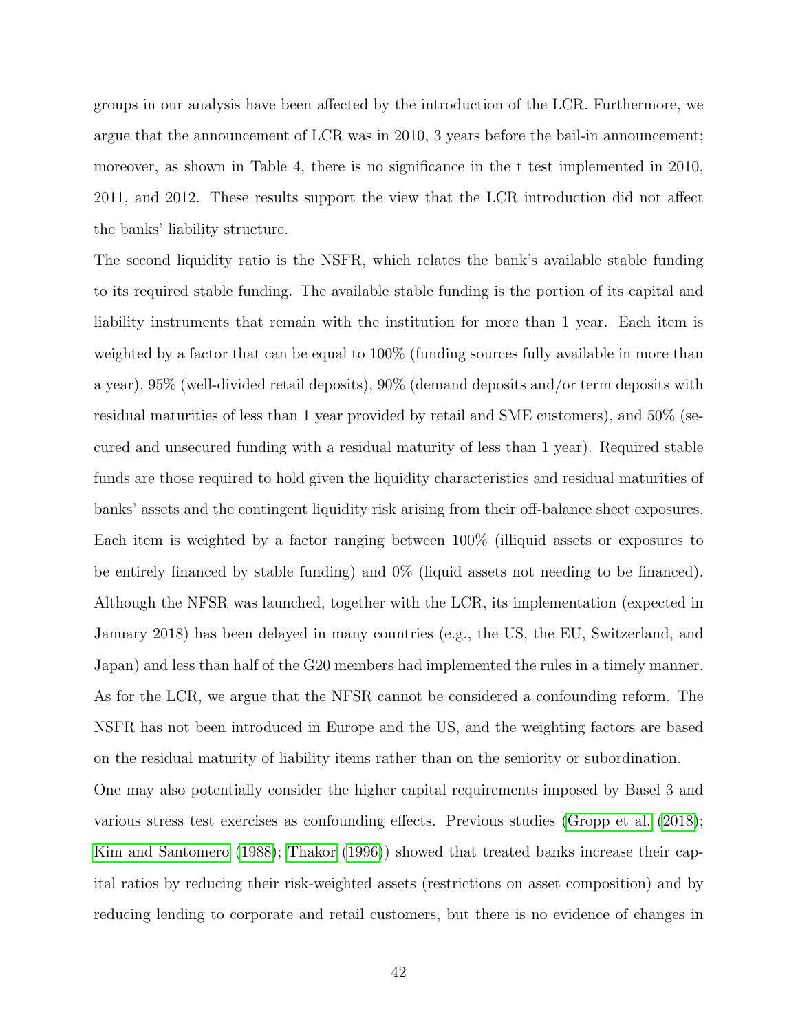groups in our analysis have been affected by the introduction of the LCR. Furthermore, we argue that the announcement of LCR was in 2010, 3 years before the bail-in announcement; moreover, as shown in Table 4, there is no significance in the t test implemented in 2010, 2011, and 2012. These results support the view that the LCR introduction did not affect the banks' liability structure.

The second liquidity ratio is the NSFR, which relates the bank's available stable funding to its required stable funding. The available stable funding is the portion of its capital and liability instruments that remain with the institution for more than 1 year. Each item is weighted by a factor that can be equal to 100% (funding sources fully available in more than a year), 95% (well-divided retail deposits), 90% (demand deposits and/or term deposits with residual maturities of less than 1 year provided by retail and SME customers), and 50% (secured and unsecured funding with a residual maturity of less than 1 year). Required stable funds are those required to hold given the liquidity characteristics and residual maturities of banks' assets and the contingent liquidity risk arising from their off-balance sheet exposures. Each item is weighted by a factor ranging between 100% (illiquid assets or exposures to be entirely financed by stable funding) and 0% (liquid assets not needing to be financed). Although the NFSR was launched, together with the LCR, its implementation (expected in January 2018) has been delayed in many countries (e.g., the US, the EU, Switzerland, and Japan) and less than half of the G20 members had implemented the rules in a timely manner. As for the LCR, we argue that the NFSR cannot be considered a confounding reform. The NSFR has not been introduced in Europe and the US, and the weighting factors are based on the residual maturity of liability items rather than on the seniority or subordination.

One may also potentially consider the higher capital requirements imposed by Basel 3 and various stress test exercises as confounding effects. Previous studies (Gropp et al. (2018); Kim and Santomero (1988); Thakor (1996)) showed that treated banks increase their capital ratios by reducing their risk-weighted assets (restrictions on asset composition) and by reducing lending to corporate and retail customers, but there is no evidence of changes in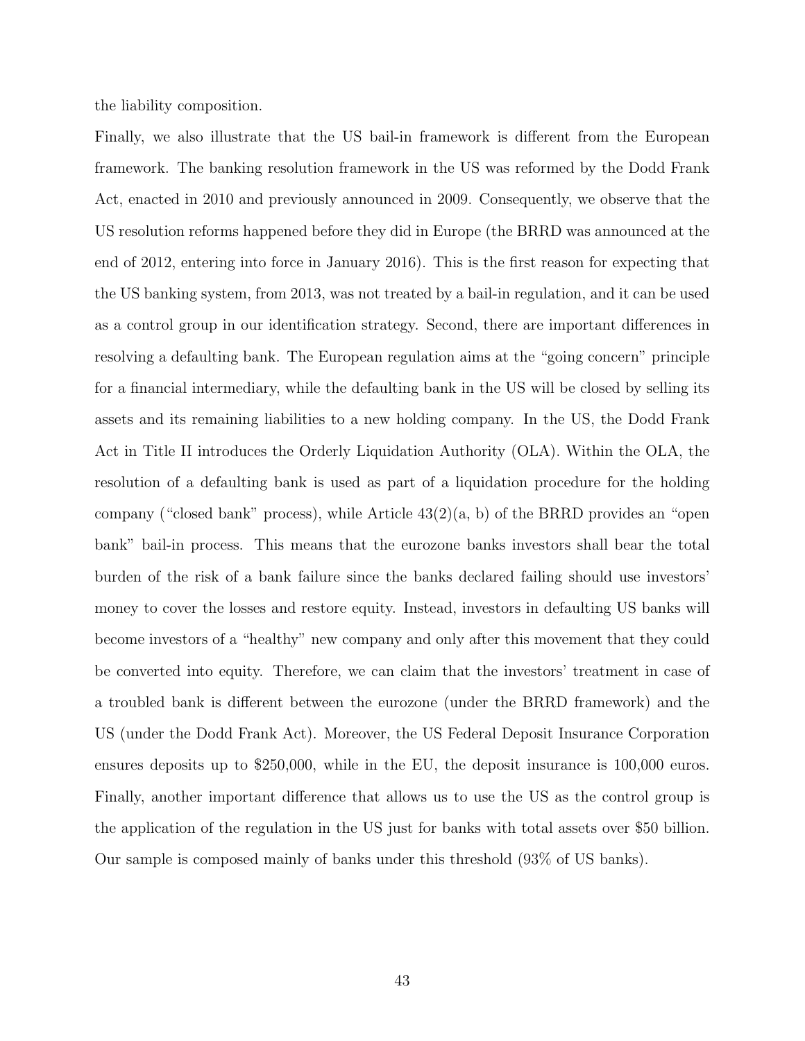the liability composition.

Finally, we also illustrate that the US bail-in framework is different from the European framework. The banking resolution framework in the US was reformed by the Dodd Frank Act, enacted in 2010 and previously announced in 2009. Consequently, we observe that the US resolution reforms happened before they did in Europe (the BRRD was announced at the end of 2012, entering into force in January 2016). This is the first reason for expecting that the US banking system, from 2013, was not treated by a bail-in regulation, and it can be used as a control group in our identification strategy. Second, there are important differences in resolving a defaulting bank. The European regulation aims at the "going concern" principle for a financial intermediary, while the defaulting bank in the US will be closed by selling its assets and its remaining liabilities to a new holding company. In the US, the Dodd Frank Act in Title II introduces the Orderly Liquidation Authority (OLA). Within the OLA, the resolution of a defaulting bank is used as part of a liquidation procedure for the holding company ("closed bank" process), while Article 43(2)(a, b) of the BRRD provides an "open bank" bail-in process. This means that the eurozone banks investors shall bear the total burden of the risk of a bank failure since the banks declared failing should use investors' money to cover the losses and restore equity. Instead, investors in defaulting US banks will become investors of a "healthy" new company and only after this movement that they could be converted into equity. Therefore, we can claim that the investors' treatment in case of a troubled bank is different between the eurozone (under the BRRD framework) and the US (under the Dodd Frank Act). Moreover, the US Federal Deposit Insurance Corporation ensures deposits up to \$250,000, while in the EU, the deposit insurance is 100,000 euros. Finally, another important difference that allows us to use the US as the control group is the application of the regulation in the US just for banks with total assets over \$50 billion. Our sample is composed mainly of banks under this threshold (93% of US banks).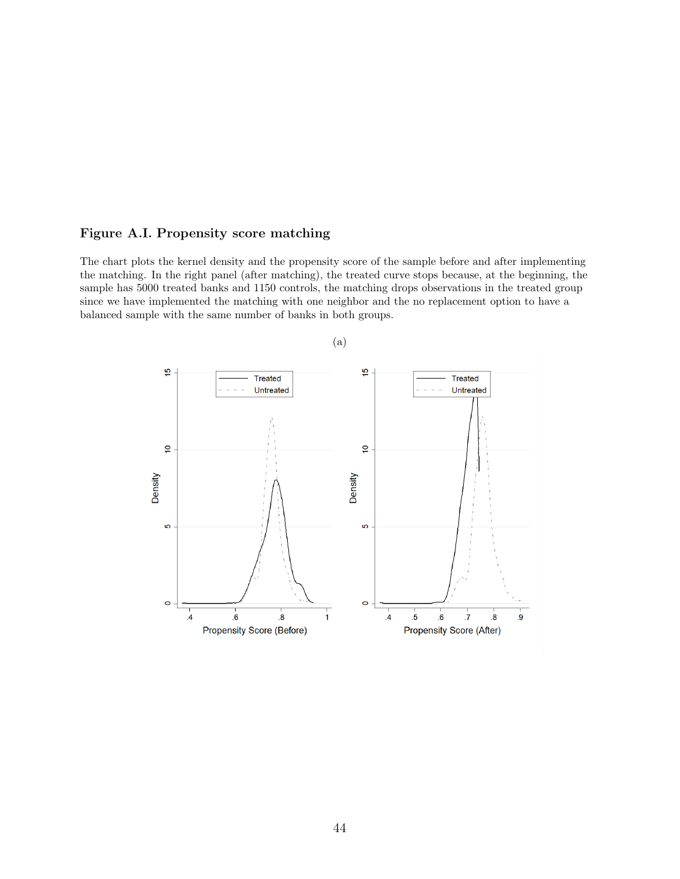### Figure A.I. Propensity score matching

The chart plots the kernel density and the propensity score of the sample before and after implementing the matching. In the right panel (after matching), the treated curve stops because, at the beginning, the sample has 5000 treated banks and 1150 controls, the matching drops observations in the treated group since we have implemented the matching with one neighbor and the no replacement option to have a balanced sample with the same number of banks in both groups.

(a)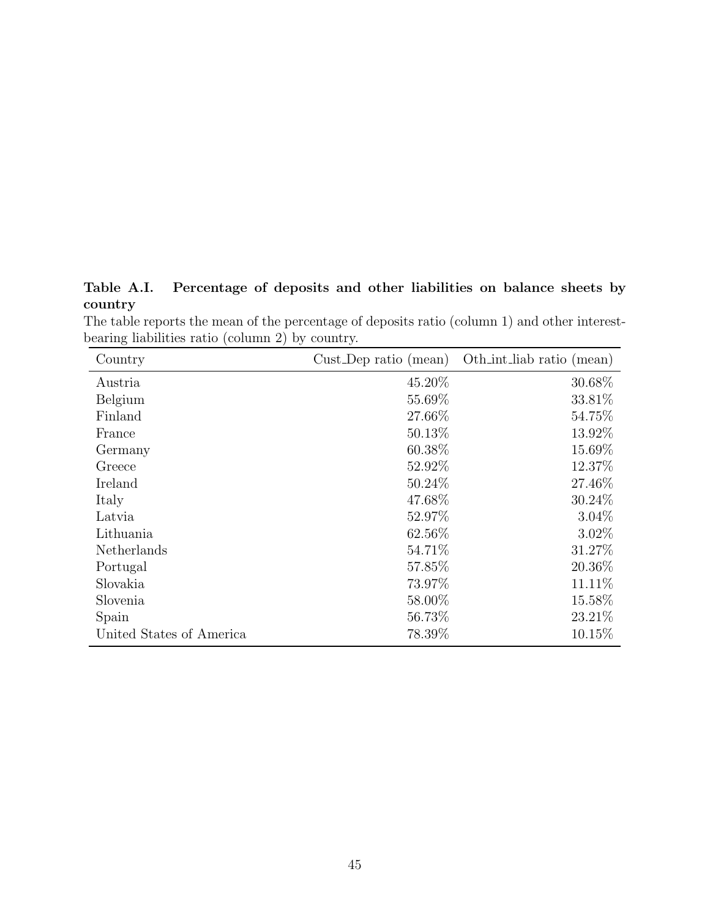**Table A.I. Percentage of deposits and other liabilities on balance sheets by country**

The table reports the mean of the percentage of deposits ratio (column 1) and other interest-bearing liabilities ratio (column 2) by country.

| Country | Cust_Dep ratio (mean) | Oth_int_liab ratio (mean) |
|---|---:|---:|
| Austria | 45.20% | 30.68% |
| Belgium | 55.69% | 33.81% |
| Finland | 27.66% | 54.75% |
| France | 50.13% | 13.92% |
| Germany | 60.38% | 15.69% |
| Greece | 52.92% | 12.37% |
| Ireland | 50.24% | 27.46% |
| Italy | 47.68% | 30.24% |
| Latvia | 52.97% | 3.04% |
| Lithuania | 62.56% | 3.02% |
| Netherlands | 54.71% | 31.27% |
| Portugal | 57.85% | 20.36% |
| Slovakia | 73.97% | 11.11% |
| Slovenia | 58.00% | 15.58% |
| Spain | 56.73% | 23.21% |
| United States of America | 78.39% | 10.15% |